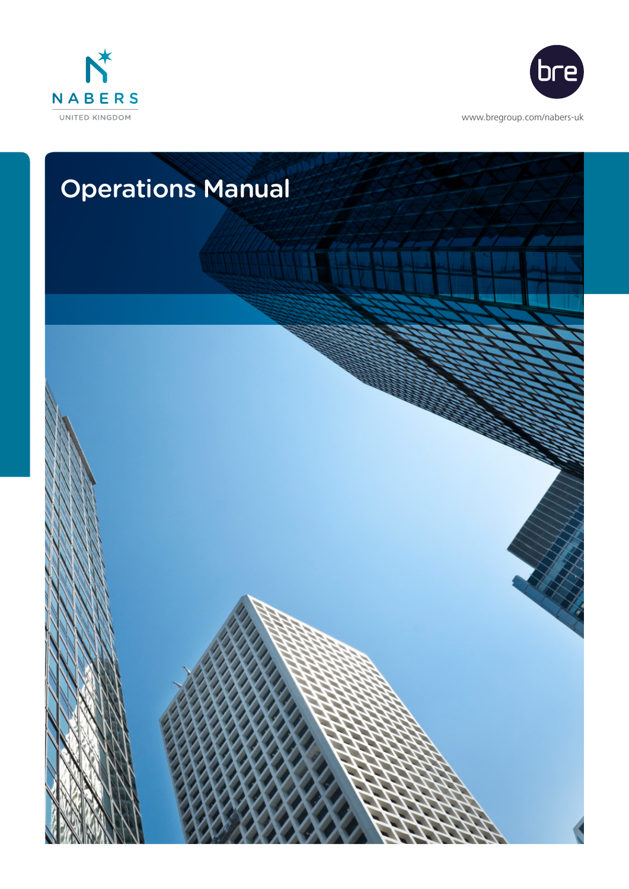NABERS

UNITED KINGDOM

bre

www.bregroup.com/nabers-uk

# Operations Manual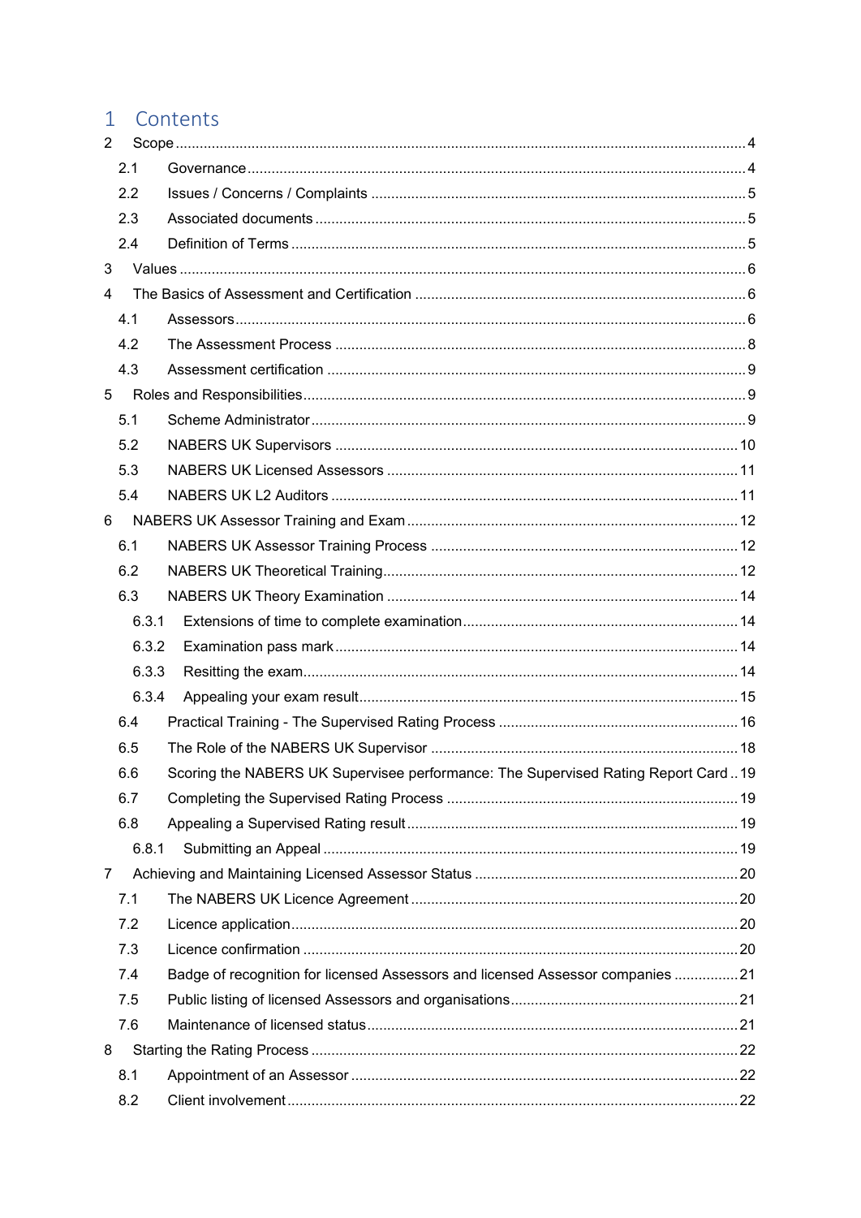# 1 Contents

2 Scope ..... 4
- 2.1 Governance ..... 4
- 2.2 Issues / Concerns / Complaints ..... 5
- 2.3 Associated documents ..... 5
- 2.4 Definition of Terms ..... 5

3 Values ..... 6

4 The Basics of Assessment and Certification ..... 6
- 4.1 Assessors ..... 6
- 4.2 The Assessment Process ..... 8
- 4.3 Assessment certification ..... 9

5 Roles and Responsibilities ..... 9
- 5.1 Scheme Administrator ..... 9
- 5.2 NABERS UK Supervisors ..... 10
- 5.3 NABERS UK Licensed Assessors ..... 11
- 5.4 NABERS UK L2 Auditors ..... 11

6 NABERS UK Assessor Training and Exam ..... 12
- 6.1 NABERS UK Assessor Training Process ..... 12
- 6.2 NABERS UK Theoretical Training ..... 12
- 6.3 NABERS UK Theory Examination ..... 14
  - 6.3.1 Extensions of time to complete examination ..... 14
  - 6.3.2 Examination pass mark ..... 14
  - 6.3.3 Resitting the exam ..... 14
  - 6.3.4 Appealing your exam result ..... 15
- 6.4 Practical Training - The Supervised Rating Process ..... 16
- 6.5 The Role of the NABERS UK Supervisor ..... 18
- 6.6 Scoring the NABERS UK Supervisee performance: The Supervised Rating Report Card ..... 19
- 6.7 Completing the Supervised Rating Process ..... 19
- 6.8 Appealing a Supervised Rating result ..... 19
  - 6.8.1 Submitting an Appeal ..... 19

7 Achieving and Maintaining Licensed Assessor Status ..... 20
- 7.1 The NABERS UK Licence Agreement ..... 20
- 7.2 Licence application ..... 20
- 7.3 Licence confirmation ..... 20
- 7.4 Badge of recognition for licensed Assessors and licensed Assessor companies ..... 21
- 7.5 Public listing of licensed Assessors and organisations ..... 21
- 7.6 Maintenance of licensed status ..... 21

8 Starting the Rating Process ..... 22
- 8.1 Appointment of an Assessor ..... 22
- 8.2 Client involvement ..... 22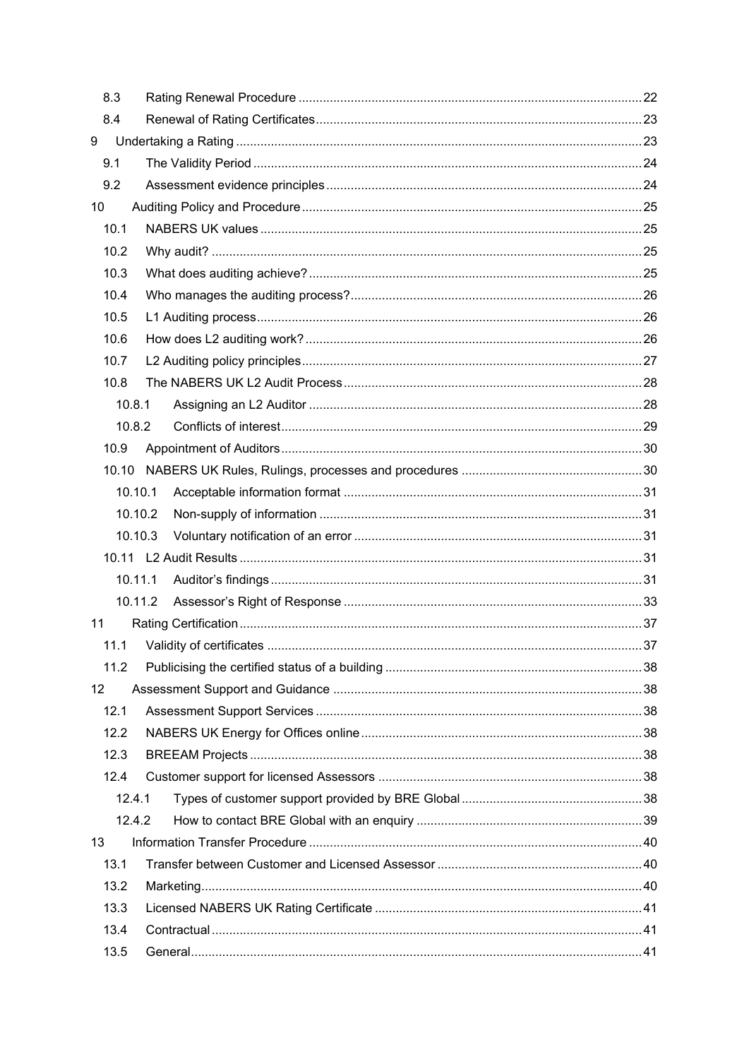| | | |
|---|---|---|
| 8.3 | Rating Renewal Procedure | 22 |
| 8.4 | Renewal of Rating Certificates | 23 |
| 9 | Undertaking a Rating | 23 |
| 9.1 | The Validity Period | 24 |
| 9.2 | Assessment evidence principles | 24 |
| 10 | Auditing Policy and Procedure | 25 |
| 10.1 | NABERS UK values | 25 |
| 10.2 | Why audit? | 25 |
| 10.3 | What does auditing achieve? | 25 |
| 10.4 | Who manages the auditing process? | 26 |
| 10.5 | L1 Auditing process | 26 |
| 10.6 | How does L2 auditing work? | 26 |
| 10.7 | L2 Auditing policy principles | 27 |
| 10.8 | The NABERS UK L2 Audit Process | 28 |
| 10.8.1 | Assigning an L2 Auditor | 28 |
| 10.8.2 | Conflicts of interest | 29 |
| 10.9 | Appointment of Auditors | 30 |
| 10.10 | NABERS UK Rules, Rulings, processes and procedures | 30 |
| 10.10.1 | Acceptable information format | 31 |
| 10.10.2 | Non-supply of information | 31 |
| 10.10.3 | Voluntary notification of an error | 31 |
| 10.11 | L2 Audit Results | 31 |
| 10.11.1 | Auditor's findings | 31 |
| 10.11.2 | Assessor's Right of Response | 33 |
| 11 | Rating Certification | 37 |
| 11.1 | Validity of certificates | 37 |
| 11.2 | Publicising the certified status of a building | 38 |
| 12 | Assessment Support and Guidance | 38 |
| 12.1 | Assessment Support Services | 38 |
| 12.2 | NABERS UK Energy for Offices online | 38 |
| 12.3 | BREEAM Projects | 38 |
| 12.4 | Customer support for licensed Assessors | 38 |
| 12.4.1 | Types of customer support provided by BRE Global | 38 |
| 12.4.2 | How to contact BRE Global with an enquiry | 39 |
| 13 | Information Transfer Procedure | 40 |
| 13.1 | Transfer between Customer and Licensed Assessor | 40 |
| 13.2 | Marketing | 40 |
| 13.3 | Licensed NABERS UK Rating Certificate | 41 |
| 13.4 | Contractual | 41 |
| 13.5 | General | 41 |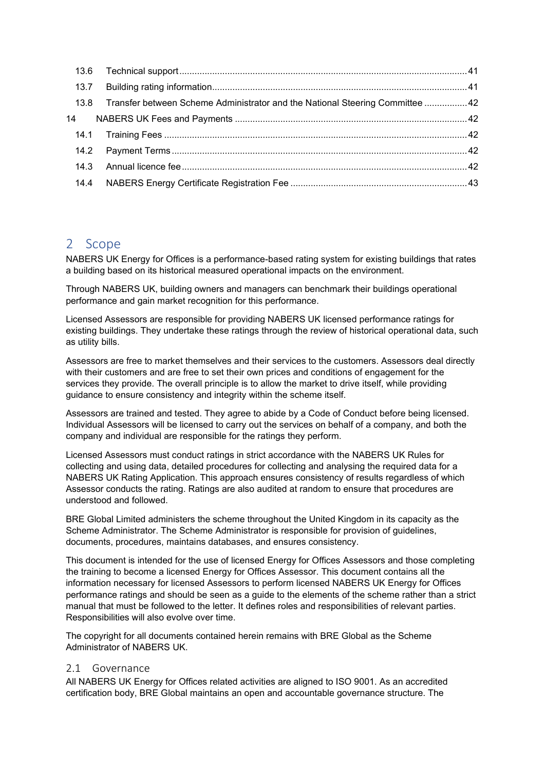| | | |
|---|---|---|
| 13.6 | Technical support | 41 |
| 13.7 | Building rating information | 41 |
| 13.8 | Transfer between Scheme Administrator and the National Steering Committee | 42 |
| 14 | NABERS UK Fees and Payments | 42 |
| 14.1 | Training Fees | 42 |
| 14.2 | Payment Terms | 42 |
| 14.3 | Annual licence fee | 42 |
| 14.4 | NABERS Energy Certificate Registration Fee | 43 |

# 2 Scope

NABERS UK Energy for Offices is a performance-based rating system for existing buildings that rates a building based on its historical measured operational impacts on the environment.

Through NABERS UK, building owners and managers can benchmark their buildings operational performance and gain market recognition for this performance.

Licensed Assessors are responsible for providing NABERS UK licensed performance ratings for existing buildings. They undertake these ratings through the review of historical operational data, such as utility bills.

Assessors are free to market themselves and their services to the customers. Assessors deal directly with their customers and are free to set their own prices and conditions of engagement for the services they provide. The overall principle is to allow the market to drive itself, while providing guidance to ensure consistency and integrity within the scheme itself.

Assessors are trained and tested. They agree to abide by a Code of Conduct before being licensed. Individual Assessors will be licensed to carry out the services on behalf of a company, and both the company and individual are responsible for the ratings they perform.

Licensed Assessors must conduct ratings in strict accordance with the NABERS UK Rules for collecting and using data, detailed procedures for collecting and analysing the required data for a NABERS UK Rating Application. This approach ensures consistency of results regardless of which Assessor conducts the rating. Ratings are also audited at random to ensure that procedures are understood and followed.

BRE Global Limited administers the scheme throughout the United Kingdom in its capacity as the Scheme Administrator. The Scheme Administrator is responsible for provision of guidelines, documents, procedures, maintains databases, and ensures consistency.

This document is intended for the use of licensed Energy for Offices Assessors and those completing the training to become a licensed Energy for Offices Assessor. This document contains all the information necessary for licensed Assessors to perform licensed NABERS UK Energy for Offices performance ratings and should be seen as a guide to the elements of the scheme rather than a strict manual that must be followed to the letter. It defines roles and responsibilities of relevant parties. Responsibilities will also evolve over time.

The copyright for all documents contained herein remains with BRE Global as the Scheme Administrator of NABERS UK.

## 2.1 Governance

All NABERS UK Energy for Offices related activities are aligned to ISO 9001. As an accredited certification body, BRE Global maintains an open and accountable governance structure. The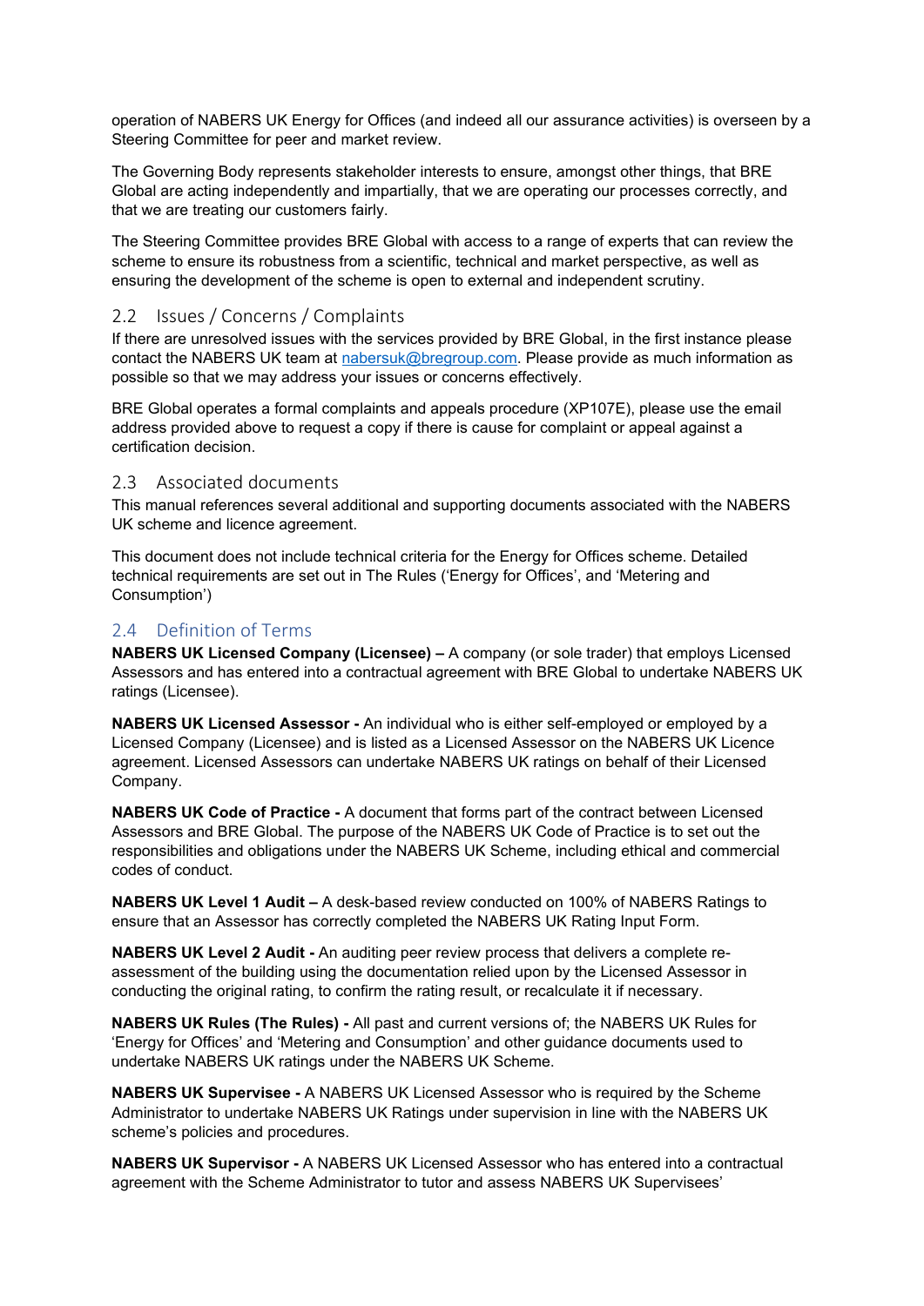operation of NABERS UK Energy for Offices (and indeed all our assurance activities) is overseen by a Steering Committee for peer and market review.

The Governing Body represents stakeholder interests to ensure, amongst other things, that BRE Global are acting independently and impartially, that we are operating our processes correctly, and that we are treating our customers fairly.

The Steering Committee provides BRE Global with access to a range of experts that can review the scheme to ensure its robustness from a scientific, technical and market perspective, as well as ensuring the development of the scheme is open to external and independent scrutiny.

## 2.2 Issues / Concerns / Complaints

If there are unresolved issues with the services provided by BRE Global, in the first instance please contact the NABERS UK team at nabersuk@bregroup.com. Please provide as much information as possible so that we may address your issues or concerns effectively.

BRE Global operates a formal complaints and appeals procedure (XP107E), please use the email address provided above to request a copy if there is cause for complaint or appeal against a certification decision.

## 2.3 Associated documents

This manual references several additional and supporting documents associated with the NABERS UK scheme and licence agreement.

This document does not include technical criteria for the Energy for Offices scheme. Detailed technical requirements are set out in The Rules ('Energy for Offices', and 'Metering and Consumption')

## 2.4 Definition of Terms

**NABERS UK Licensed Company (Licensee) –** A company (or sole trader) that employs Licensed Assessors and has entered into a contractual agreement with BRE Global to undertake NABERS UK ratings (Licensee).

**NABERS UK Licensed Assessor -** An individual who is either self-employed or employed by a Licensed Company (Licensee) and is listed as a Licensed Assessor on the NABERS UK Licence agreement. Licensed Assessors can undertake NABERS UK ratings on behalf of their Licensed Company.

**NABERS UK Code of Practice -** A document that forms part of the contract between Licensed Assessors and BRE Global. The purpose of the NABERS UK Code of Practice is to set out the responsibilities and obligations under the NABERS UK Scheme, including ethical and commercial codes of conduct.

**NABERS UK Level 1 Audit –** A desk-based review conducted on 100% of NABERS Ratings to ensure that an Assessor has correctly completed the NABERS UK Rating Input Form.

**NABERS UK Level 2 Audit -** An auditing peer review process that delivers a complete re-assessment of the building using the documentation relied upon by the Licensed Assessor in conducting the original rating, to confirm the rating result, or recalculate it if necessary.

**NABERS UK Rules (The Rules) -** All past and current versions of; the NABERS UK Rules for 'Energy for Offices' and 'Metering and Consumption' and other guidance documents used to undertake NABERS UK ratings under the NABERS UK Scheme.

**NABERS UK Supervisee -** A NABERS UK Licensed Assessor who is required by the Scheme Administrator to undertake NABERS UK Ratings under supervision in line with the NABERS UK scheme's policies and procedures.

**NABERS UK Supervisor -** A NABERS UK Licensed Assessor who has entered into a contractual agreement with the Scheme Administrator to tutor and assess NABERS UK Supervisees'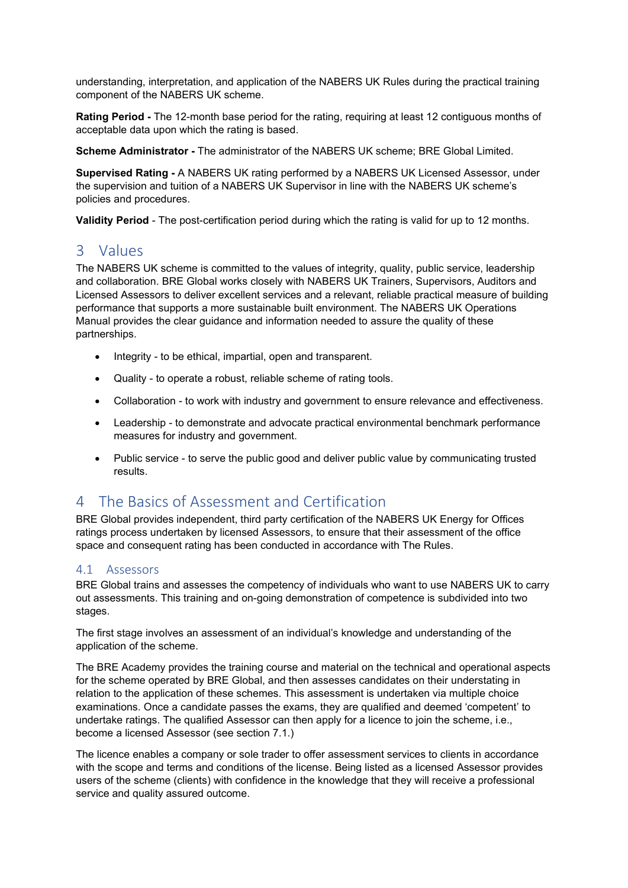understanding, interpretation, and application of the NABERS UK Rules during the practical training component of the NABERS UK scheme.

**Rating Period -** The 12-month base period for the rating, requiring at least 12 contiguous months of acceptable data upon which the rating is based.

**Scheme Administrator -** The administrator of the NABERS UK scheme; BRE Global Limited.

**Supervised Rating -** A NABERS UK rating performed by a NABERS UK Licensed Assessor, under the supervision and tuition of a NABERS UK Supervisor in line with the NABERS UK scheme's policies and procedures.

**Validity Period** - The post-certification period during which the rating is valid for up to 12 months.

# 3 Values

The NABERS UK scheme is committed to the values of integrity, quality, public service, leadership and collaboration. BRE Global works closely with NABERS UK Trainers, Supervisors, Auditors and Licensed Assessors to deliver excellent services and a relevant, reliable practical measure of building performance that supports a more sustainable built environment. The NABERS UK Operations Manual provides the clear guidance and information needed to assure the quality of these partnerships.

- Integrity - to be ethical, impartial, open and transparent.
- Quality - to operate a robust, reliable scheme of rating tools.
- Collaboration - to work with industry and government to ensure relevance and effectiveness.
- Leadership - to demonstrate and advocate practical environmental benchmark performance measures for industry and government.
- Public service - to serve the public good and deliver public value by communicating trusted results.

# 4 The Basics of Assessment and Certification

BRE Global provides independent, third party certification of the NABERS UK Energy for Offices ratings process undertaken by licensed Assessors, to ensure that their assessment of the office space and consequent rating has been conducted in accordance with The Rules.

## 4.1 Assessors

BRE Global trains and assesses the competency of individuals who want to use NABERS UK to carry out assessments. This training and on-going demonstration of competence is subdivided into two stages.

The first stage involves an assessment of an individual's knowledge and understanding of the application of the scheme.

The BRE Academy provides the training course and material on the technical and operational aspects for the scheme operated by BRE Global, and then assesses candidates on their understating in relation to the application of these schemes. This assessment is undertaken via multiple choice examinations. Once a candidate passes the exams, they are qualified and deemed 'competent' to undertake ratings. The qualified Assessor can then apply for a licence to join the scheme, i.e., become a licensed Assessor (see section 7.1.)

The licence enables a company or sole trader to offer assessment services to clients in accordance with the scope and terms and conditions of the license. Being listed as a licensed Assessor provides users of the scheme (clients) with confidence in the knowledge that they will receive a professional service and quality assured outcome.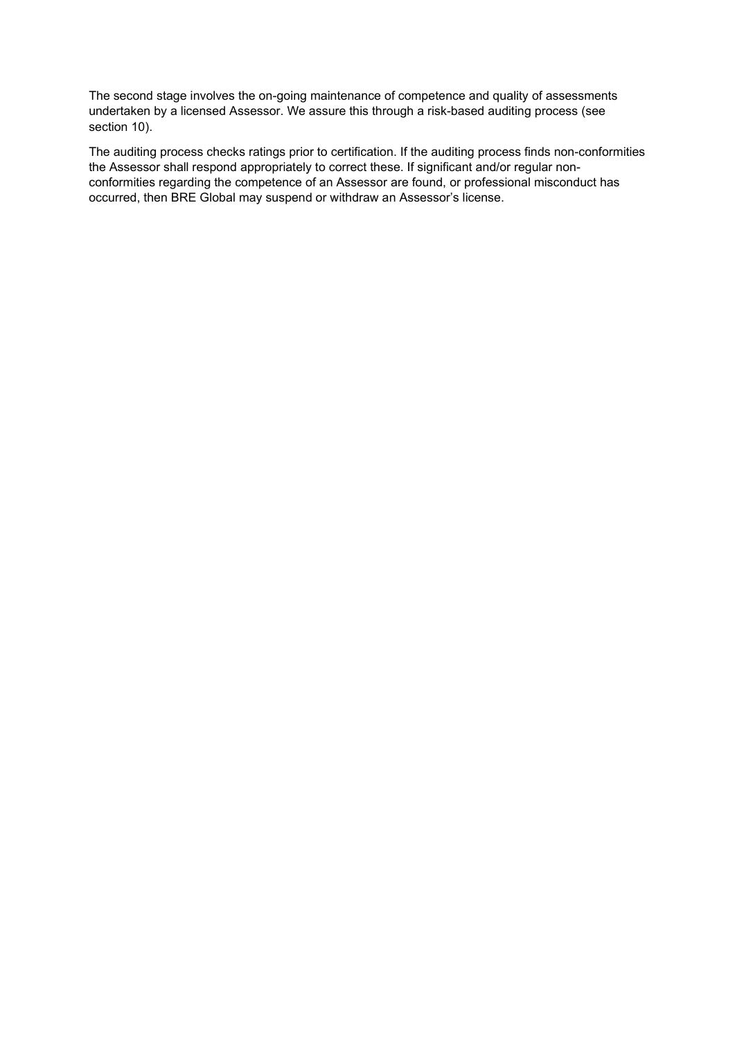The second stage involves the on-going maintenance of competence and quality of assessments undertaken by a licensed Assessor. We assure this through a risk-based auditing process (see section 10).

The auditing process checks ratings prior to certification. If the auditing process finds non-conformities the Assessor shall respond appropriately to correct these. If significant and/or regular non-conformities regarding the competence of an Assessor are found, or professional misconduct has occurred, then BRE Global may suspend or withdraw an Assessor's license.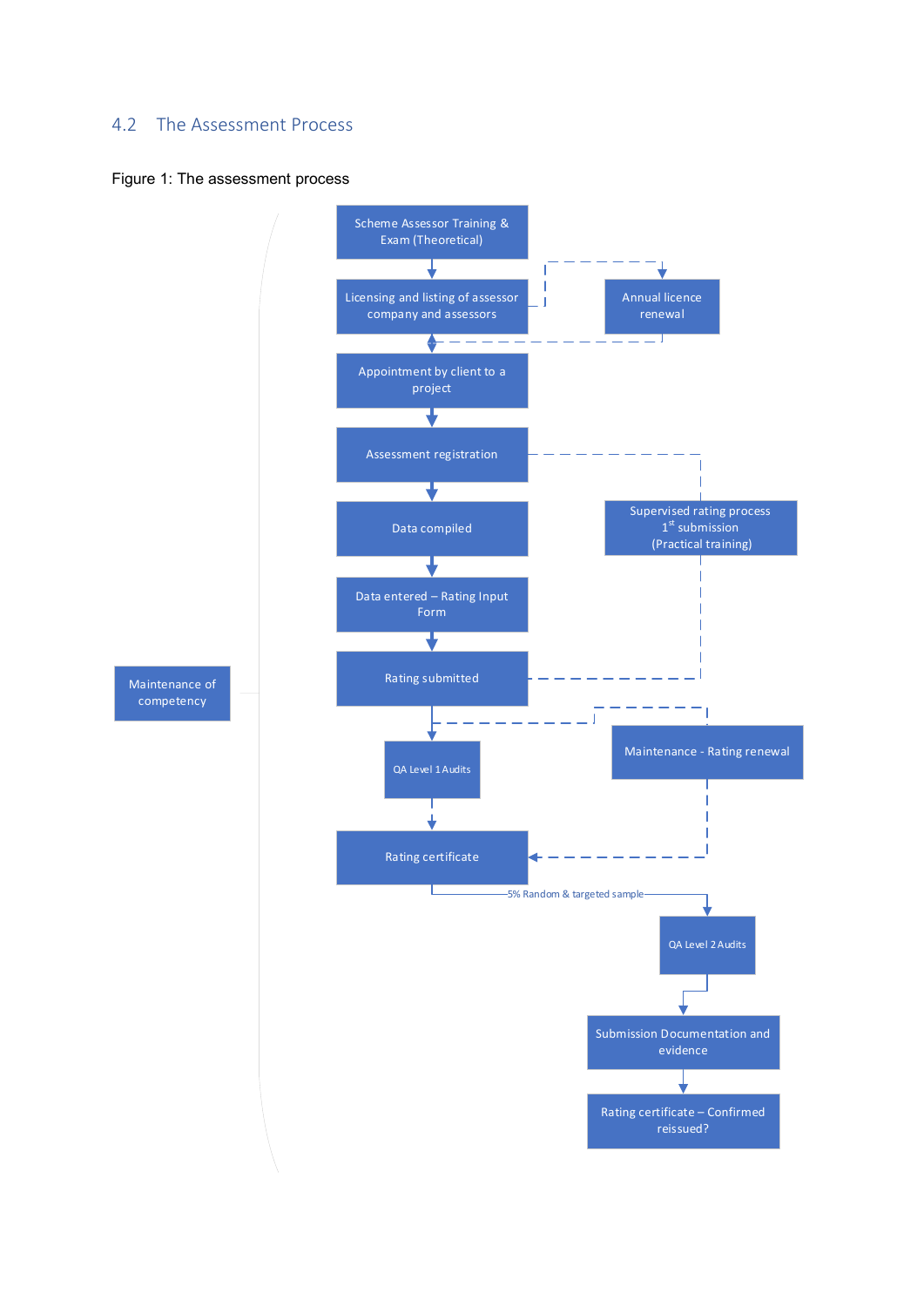## 4.2 The Assessment Process

Figure 1: The assessment process

Scheme Assessor Training & Exam (Theoretical)

Licensing and listing of assessor company and assessors

Annual licence renewal

Appointment by client to a project

Assessment registration

Supervised rating process 1st submission (Practical training)

Data compiled

Data entered – Rating Input Form

Maintenance of competency

Rating submitted

Maintenance - Rating renewal

QA Level 1 Audits

Rating certificate

5% Random & targeted sample

QA Level 2 Audits

Submission Documentation and evidence

Rating certificate – Confirmed reissued?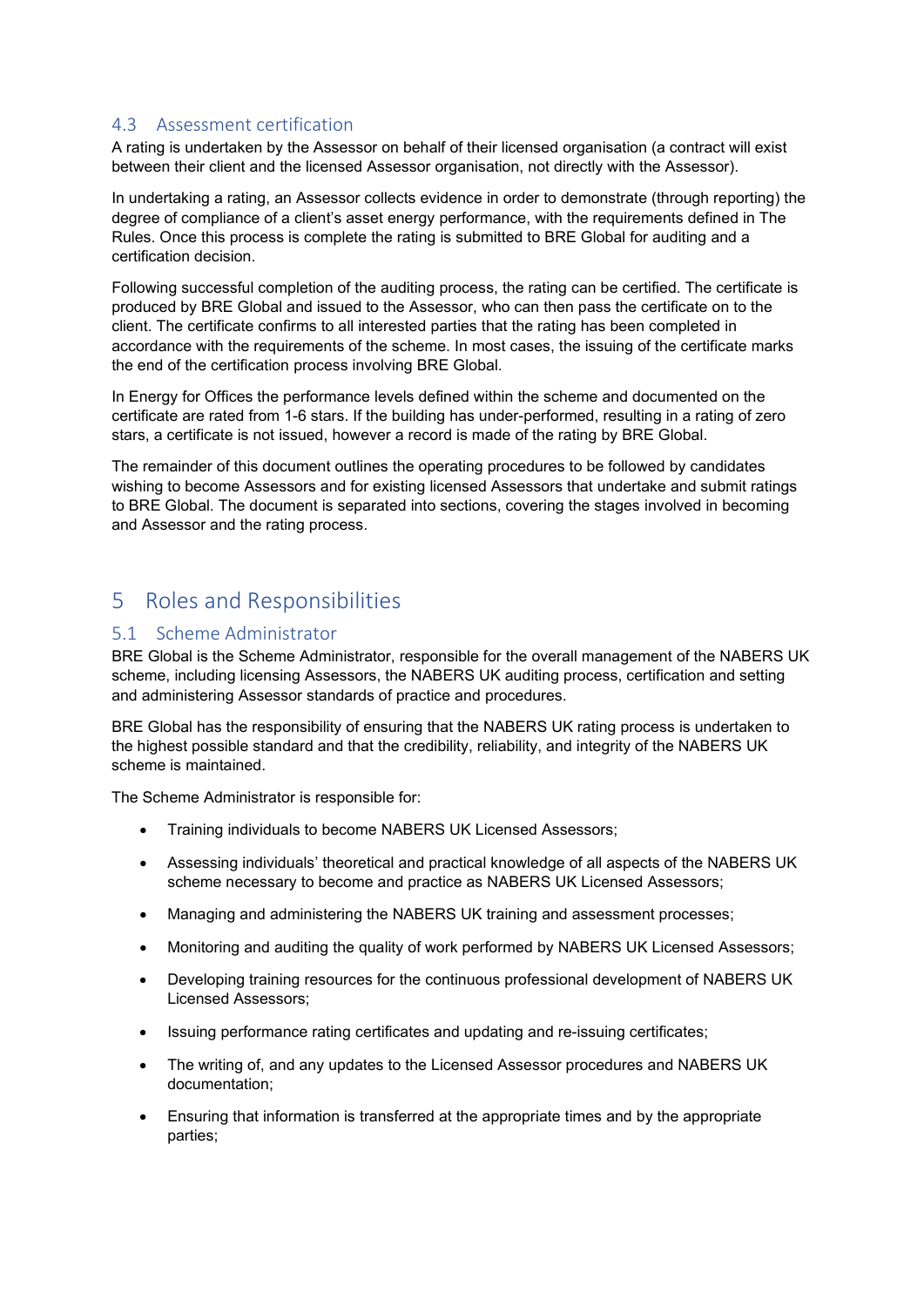### 4.3 Assessment certification

A rating is undertaken by the Assessor on behalf of their licensed organisation (a contract will exist between their client and the licensed Assessor organisation, not directly with the Assessor).

In undertaking a rating, an Assessor collects evidence in order to demonstrate (through reporting) the degree of compliance of a client's asset energy performance, with the requirements defined in The Rules. Once this process is complete the rating is submitted to BRE Global for auditing and a certification decision.

Following successful completion of the auditing process, the rating can be certified. The certificate is produced by BRE Global and issued to the Assessor, who can then pass the certificate on to the client. The certificate confirms to all interested parties that the rating has been completed in accordance with the requirements of the scheme. In most cases, the issuing of the certificate marks the end of the certification process involving BRE Global.

In Energy for Offices the performance levels defined within the scheme and documented on the certificate are rated from 1-6 stars. If the building has under-performed, resulting in a rating of zero stars, a certificate is not issued, however a record is made of the rating by BRE Global.

The remainder of this document outlines the operating procedures to be followed by candidates wishing to become Assessors and for existing licensed Assessors that undertake and submit ratings to BRE Global. The document is separated into sections, covering the stages involved in becoming and Assessor and the rating process.

## 5 Roles and Responsibilities

### 5.1 Scheme Administrator

BRE Global is the Scheme Administrator, responsible for the overall management of the NABERS UK scheme, including licensing Assessors, the NABERS UK auditing process, certification and setting and administering Assessor standards of practice and procedures.

BRE Global has the responsibility of ensuring that the NABERS UK rating process is undertaken to the highest possible standard and that the credibility, reliability, and integrity of the NABERS UK scheme is maintained.

The Scheme Administrator is responsible for:

- Training individuals to become NABERS UK Licensed Assessors;
- Assessing individuals' theoretical and practical knowledge of all aspects of the NABERS UK scheme necessary to become and practice as NABERS UK Licensed Assessors;
- Managing and administering the NABERS UK training and assessment processes;
- Monitoring and auditing the quality of work performed by NABERS UK Licensed Assessors;
- Developing training resources for the continuous professional development of NABERS UK Licensed Assessors;
- Issuing performance rating certificates and updating and re-issuing certificates;
- The writing of, and any updates to the Licensed Assessor procedures and NABERS UK documentation;
- Ensuring that information is transferred at the appropriate times and by the appropriate parties;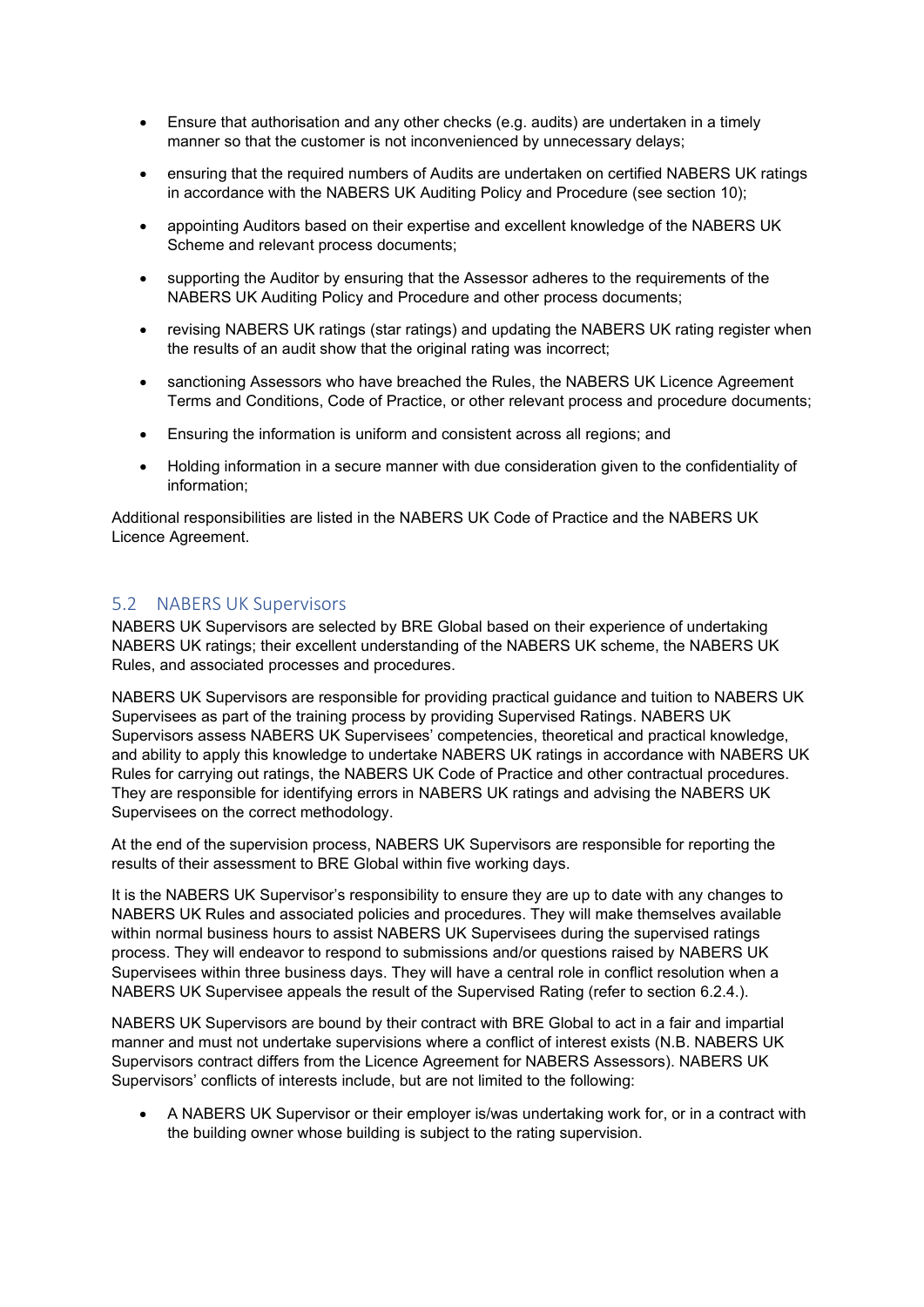- Ensure that authorisation and any other checks (e.g. audits) are undertaken in a timely manner so that the customer is not inconvenienced by unnecessary delays;
- ensuring that the required numbers of Audits are undertaken on certified NABERS UK ratings in accordance with the NABERS UK Auditing Policy and Procedure (see section 10);
- appointing Auditors based on their expertise and excellent knowledge of the NABERS UK Scheme and relevant process documents;
- supporting the Auditor by ensuring that the Assessor adheres to the requirements of the NABERS UK Auditing Policy and Procedure and other process documents;
- revising NABERS UK ratings (star ratings) and updating the NABERS UK rating register when the results of an audit show that the original rating was incorrect;
- sanctioning Assessors who have breached the Rules, the NABERS UK Licence Agreement Terms and Conditions, Code of Practice, or other relevant process and procedure documents;
- Ensuring the information is uniform and consistent across all regions; and
- Holding information in a secure manner with due consideration given to the confidentiality of information;

Additional responsibilities are listed in the NABERS UK Code of Practice and the NABERS UK Licence Agreement.

## 5.2 NABERS UK Supervisors

NABERS UK Supervisors are selected by BRE Global based on their experience of undertaking NABERS UK ratings; their excellent understanding of the NABERS UK scheme, the NABERS UK Rules, and associated processes and procedures.

NABERS UK Supervisors are responsible for providing practical guidance and tuition to NABERS UK Supervisees as part of the training process by providing Supervised Ratings. NABERS UK Supervisors assess NABERS UK Supervisees' competencies, theoretical and practical knowledge, and ability to apply this knowledge to undertake NABERS UK ratings in accordance with NABERS UK Rules for carrying out ratings, the NABERS UK Code of Practice and other contractual procedures. They are responsible for identifying errors in NABERS UK ratings and advising the NABERS UK Supervisees on the correct methodology.

At the end of the supervision process, NABERS UK Supervisors are responsible for reporting the results of their assessment to BRE Global within five working days.

It is the NABERS UK Supervisor's responsibility to ensure they are up to date with any changes to NABERS UK Rules and associated policies and procedures. They will make themselves available within normal business hours to assist NABERS UK Supervisees during the supervised ratings process. They will endeavor to respond to submissions and/or questions raised by NABERS UK Supervisees within three business days. They will have a central role in conflict resolution when a NABERS UK Supervisee appeals the result of the Supervised Rating (refer to section 6.2.4.).

NABERS UK Supervisors are bound by their contract with BRE Global to act in a fair and impartial manner and must not undertake supervisions where a conflict of interest exists (N.B. NABERS UK Supervisors contract differs from the Licence Agreement for NABERS Assessors). NABERS UK Supervisors' conflicts of interests include, but are not limited to the following:

- A NABERS UK Supervisor or their employer is/was undertaking work for, or in a contract with the building owner whose building is subject to the rating supervision.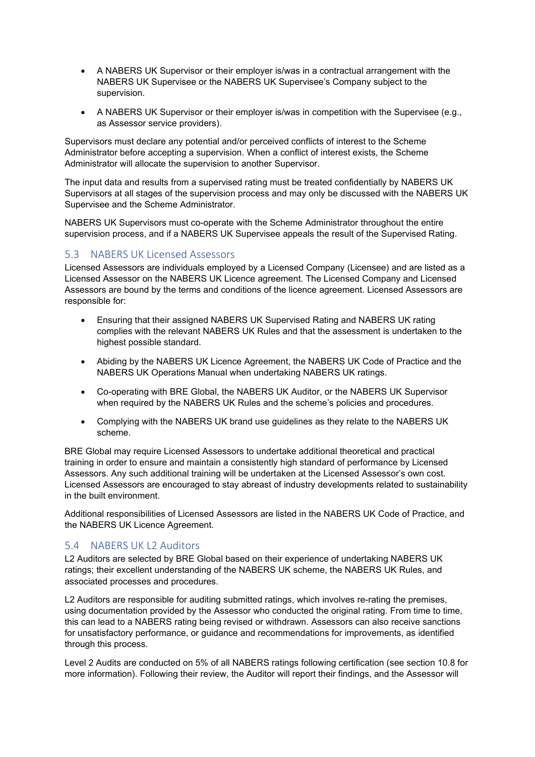- A NABERS UK Supervisor or their employer is/was in a contractual arrangement with the NABERS UK Supervisee or the NABERS UK Supervisee's Company subject to the supervision.
- A NABERS UK Supervisor or their employer is/was in competition with the Supervisee (e.g., as Assessor service providers).

Supervisors must declare any potential and/or perceived conflicts of interest to the Scheme Administrator before accepting a supervision. When a conflict of interest exists, the Scheme Administrator will allocate the supervision to another Supervisor.

The input data and results from a supervised rating must be treated confidentially by NABERS UK Supervisors at all stages of the supervision process and may only be discussed with the NABERS UK Supervisee and the Scheme Administrator.

NABERS UK Supervisors must co-operate with the Scheme Administrator throughout the entire supervision process, and if a NABERS UK Supervisee appeals the result of the Supervised Rating.

## 5.3 NABERS UK Licensed Assessors

Licensed Assessors are individuals employed by a Licensed Company (Licensee) and are listed as a Licensed Assessor on the NABERS UK Licence agreement. The Licensed Company and Licensed Assessors are bound by the terms and conditions of the licence agreement. Licensed Assessors are responsible for:

- Ensuring that their assigned NABERS UK Supervised Rating and NABERS UK rating complies with the relevant NABERS UK Rules and that the assessment is undertaken to the highest possible standard.
- Abiding by the NABERS UK Licence Agreement, the NABERS UK Code of Practice and the NABERS UK Operations Manual when undertaking NABERS UK ratings.
- Co-operating with BRE Global, the NABERS UK Auditor, or the NABERS UK Supervisor when required by the NABERS UK Rules and the scheme's policies and procedures.
- Complying with the NABERS UK brand use guidelines as they relate to the NABERS UK scheme.

BRE Global may require Licensed Assessors to undertake additional theoretical and practical training in order to ensure and maintain a consistently high standard of performance by Licensed Assessors. Any such additional training will be undertaken at the Licensed Assessor's own cost. Licensed Assessors are encouraged to stay abreast of industry developments related to sustainability in the built environment.

Additional responsibilities of Licensed Assessors are listed in the NABERS UK Code of Practice, and the NABERS UK Licence Agreement.

## 5.4 NABERS UK L2 Auditors

L2 Auditors are selected by BRE Global based on their experience of undertaking NABERS UK ratings; their excellent understanding of the NABERS UK scheme, the NABERS UK Rules, and associated processes and procedures.

L2 Auditors are responsible for auditing submitted ratings, which involves re-rating the premises, using documentation provided by the Assessor who conducted the original rating. From time to time, this can lead to a NABERS rating being revised or withdrawn. Assessors can also receive sanctions for unsatisfactory performance, or guidance and recommendations for improvements, as identified through this process.

Level 2 Audits are conducted on 5% of all NABERS ratings following certification (see section 10.8 for more information). Following their review, the Auditor will report their findings, and the Assessor will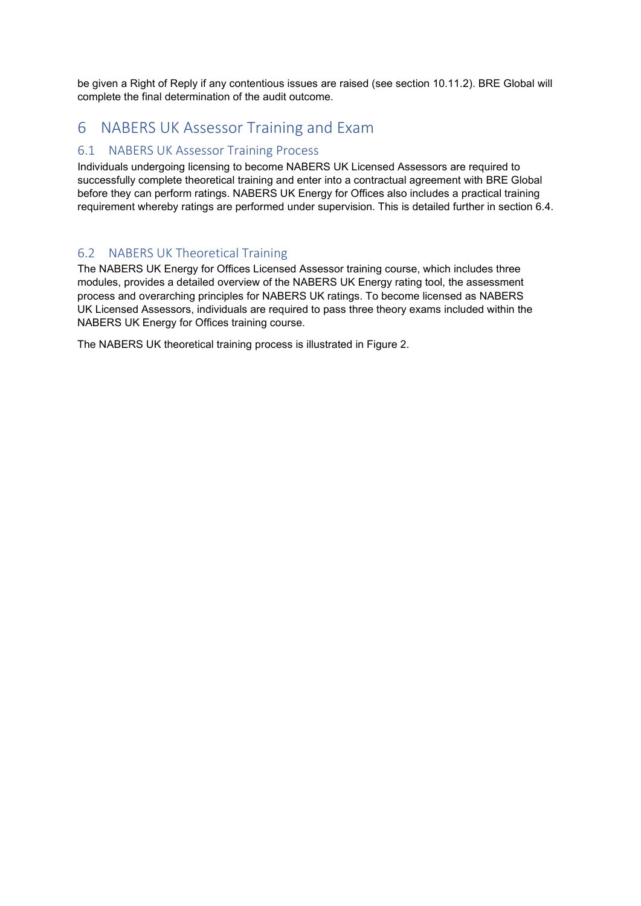be given a Right of Reply if any contentious issues are raised (see section 10.11.2). BRE Global will complete the final determination of the audit outcome.

# 6 NABERS UK Assessor Training and Exam

## 6.1 NABERS UK Assessor Training Process

Individuals undergoing licensing to become NABERS UK Licensed Assessors are required to successfully complete theoretical training and enter into a contractual agreement with BRE Global before they can perform ratings. NABERS UK Energy for Offices also includes a practical training requirement whereby ratings are performed under supervision. This is detailed further in section 6.4.

## 6.2 NABERS UK Theoretical Training

The NABERS UK Energy for Offices Licensed Assessor training course, which includes three modules, provides a detailed overview of the NABERS UK Energy rating tool, the assessment process and overarching principles for NABERS UK ratings. To become licensed as NABERS UK Licensed Assessors, individuals are required to pass three theory exams included within the NABERS UK Energy for Offices training course.

The NABERS UK theoretical training process is illustrated in Figure 2.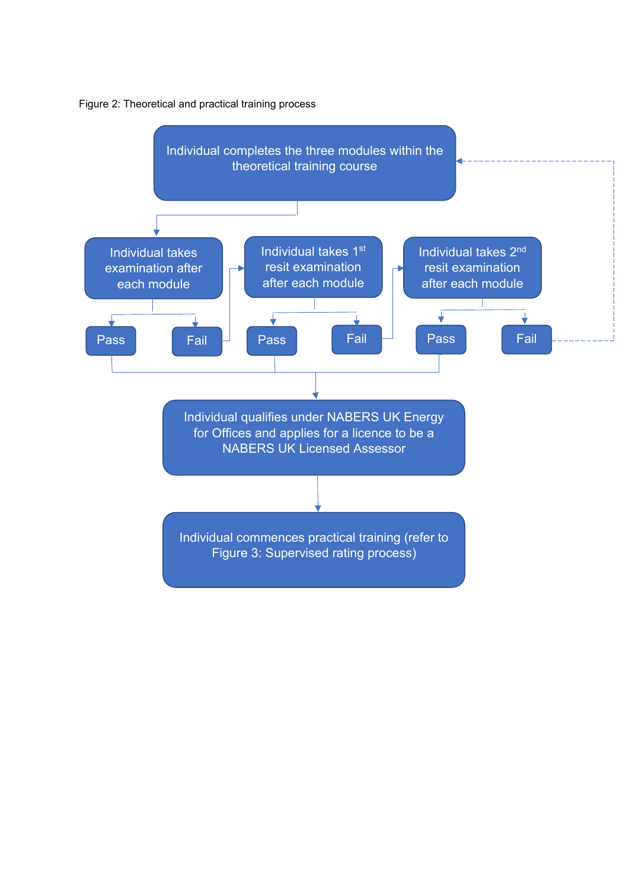Figure 2: Theoretical and practical training process

Individual completes the three modules within the theoretical training course

Individual takes examination after each module

Pass

Fail

Individual takes 1st resit examination after each module

Pass

Fail

Individual takes 2nd resit examination after each module

Pass

Fail

Individual qualifies under NABERS UK Energy for Offices and applies for a licence to be a NABERS UK Licensed Assessor

Individual commences practical training (refer to Figure 3: Supervised rating process)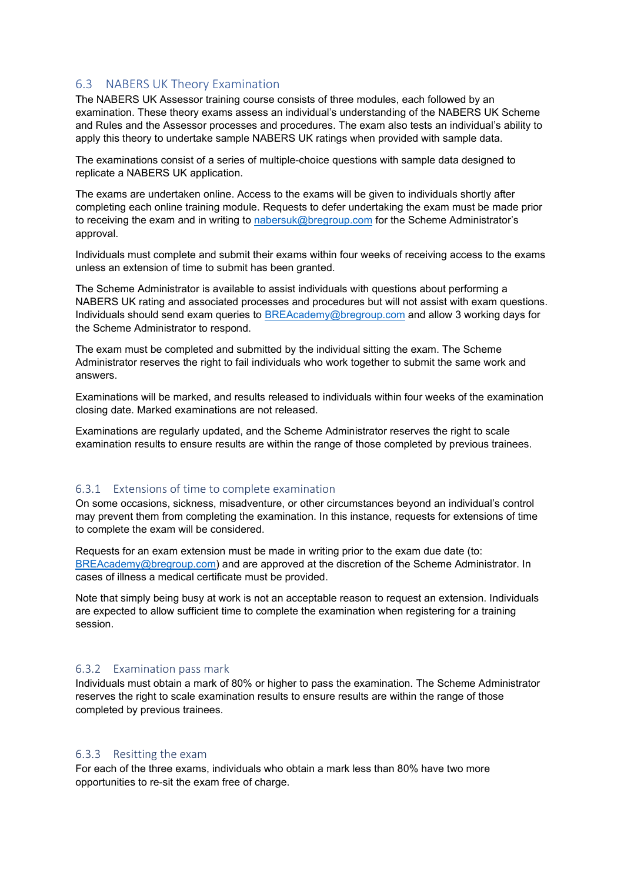## 6.3 NABERS UK Theory Examination

The NABERS UK Assessor training course consists of three modules, each followed by an examination. These theory exams assess an individual's understanding of the NABERS UK Scheme and Rules and the Assessor processes and procedures. The exam also tests an individual's ability to apply this theory to undertake sample NABERS UK ratings when provided with sample data.

The examinations consist of a series of multiple-choice questions with sample data designed to replicate a NABERS UK application.

The exams are undertaken online. Access to the exams will be given to individuals shortly after completing each online training module. Requests to defer undertaking the exam must be made prior to receiving the exam and in writing to nabersuk@bregroup.com for the Scheme Administrator's approval.

Individuals must complete and submit their exams within four weeks of receiving access to the exams unless an extension of time to submit has been granted.

The Scheme Administrator is available to assist individuals with questions about performing a NABERS UK rating and associated processes and procedures but will not assist with exam questions. Individuals should send exam queries to BREAcademy@bregroup.com and allow 3 working days for the Scheme Administrator to respond.

The exam must be completed and submitted by the individual sitting the exam. The Scheme Administrator reserves the right to fail individuals who work together to submit the same work and answers.

Examinations will be marked, and results released to individuals within four weeks of the examination closing date. Marked examinations are not released.

Examinations are regularly updated, and the Scheme Administrator reserves the right to scale examination results to ensure results are within the range of those completed by previous trainees.

### 6.3.1 Extensions of time to complete examination

On some occasions, sickness, misadventure, or other circumstances beyond an individual's control may prevent them from completing the examination. In this instance, requests for extensions of time to complete the exam will be considered.

Requests for an exam extension must be made in writing prior to the exam due date (to: BREAcademy@bregroup.com) and are approved at the discretion of the Scheme Administrator. In cases of illness a medical certificate must be provided.

Note that simply being busy at work is not an acceptable reason to request an extension. Individuals are expected to allow sufficient time to complete the examination when registering for a training session.

### 6.3.2 Examination pass mark

Individuals must obtain a mark of 80% or higher to pass the examination. The Scheme Administrator reserves the right to scale examination results to ensure results are within the range of those completed by previous trainees.

### 6.3.3 Resitting the exam

For each of the three exams, individuals who obtain a mark less than 80% have two more opportunities to re-sit the exam free of charge.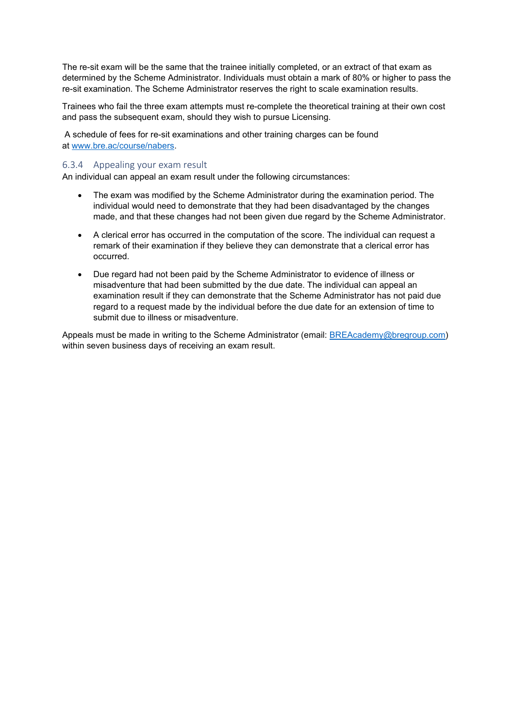The re-sit exam will be the same that the trainee initially completed, or an extract of that exam as determined by the Scheme Administrator. Individuals must obtain a mark of 80% or higher to pass the re-sit examination. The Scheme Administrator reserves the right to scale examination results.

Trainees who fail the three exam attempts must re-complete the theoretical training at their own cost and pass the subsequent exam, should they wish to pursue Licensing.

A schedule of fees for re-sit examinations and other training charges can be found at [www.bre.ac/course/nabers](www.bre.ac/course/nabers).

### 6.3.4 Appealing your exam result

An individual can appeal an exam result under the following circumstances:

- The exam was modified by the Scheme Administrator during the examination period. The individual would need to demonstrate that they had been disadvantaged by the changes made, and that these changes had not been given due regard by the Scheme Administrator.
- A clerical error has occurred in the computation of the score. The individual can request a remark of their examination if they believe they can demonstrate that a clerical error has occurred.
- Due regard had not been paid by the Scheme Administrator to evidence of illness or misadventure that had been submitted by the due date. The individual can appeal an examination result if they can demonstrate that the Scheme Administrator has not paid due regard to a request made by the individual before the due date for an extension of time to submit due to illness or misadventure.

Appeals must be made in writing to the Scheme Administrator (email: [BREAcademy@bregroup.com](mailto:BREAcademy@bregroup.com)) within seven business days of receiving an exam result.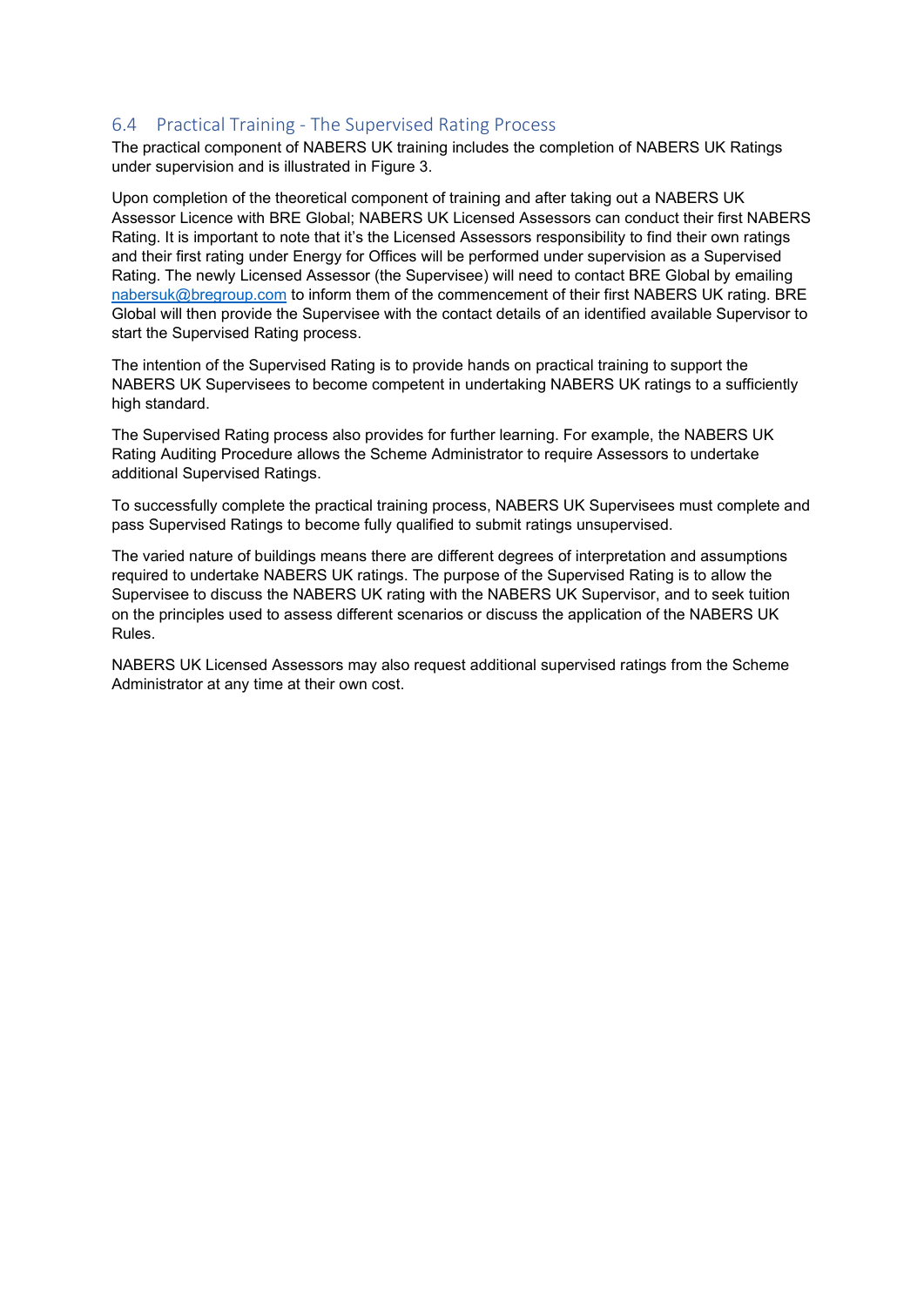## 6.4 Practical Training - The Supervised Rating Process

The practical component of NABERS UK training includes the completion of NABERS UK Ratings under supervision and is illustrated in Figure 3.

Upon completion of the theoretical component of training and after taking out a NABERS UK Assessor Licence with BRE Global; NABERS UK Licensed Assessors can conduct their first NABERS Rating. It is important to note that it's the Licensed Assessors responsibility to find their own ratings and their first rating under Energy for Offices will be performed under supervision as a Supervised Rating. The newly Licensed Assessor (the Supervisee) will need to contact BRE Global by emailing nabersuk@bregroup.com to inform them of the commencement of their first NABERS UK rating. BRE Global will then provide the Supervisee with the contact details of an identified available Supervisor to start the Supervised Rating process.

The intention of the Supervised Rating is to provide hands on practical training to support the NABERS UK Supervisees to become competent in undertaking NABERS UK ratings to a sufficiently high standard.

The Supervised Rating process also provides for further learning. For example, the NABERS UK Rating Auditing Procedure allows the Scheme Administrator to require Assessors to undertake additional Supervised Ratings.

To successfully complete the practical training process, NABERS UK Supervisees must complete and pass Supervised Ratings to become fully qualified to submit ratings unsupervised.

The varied nature of buildings means there are different degrees of interpretation and assumptions required to undertake NABERS UK ratings. The purpose of the Supervised Rating is to allow the Supervisee to discuss the NABERS UK rating with the NABERS UK Supervisor, and to seek tuition on the principles used to assess different scenarios or discuss the application of the NABERS UK Rules.

NABERS UK Licensed Assessors may also request additional supervised ratings from the Scheme Administrator at any time at their own cost.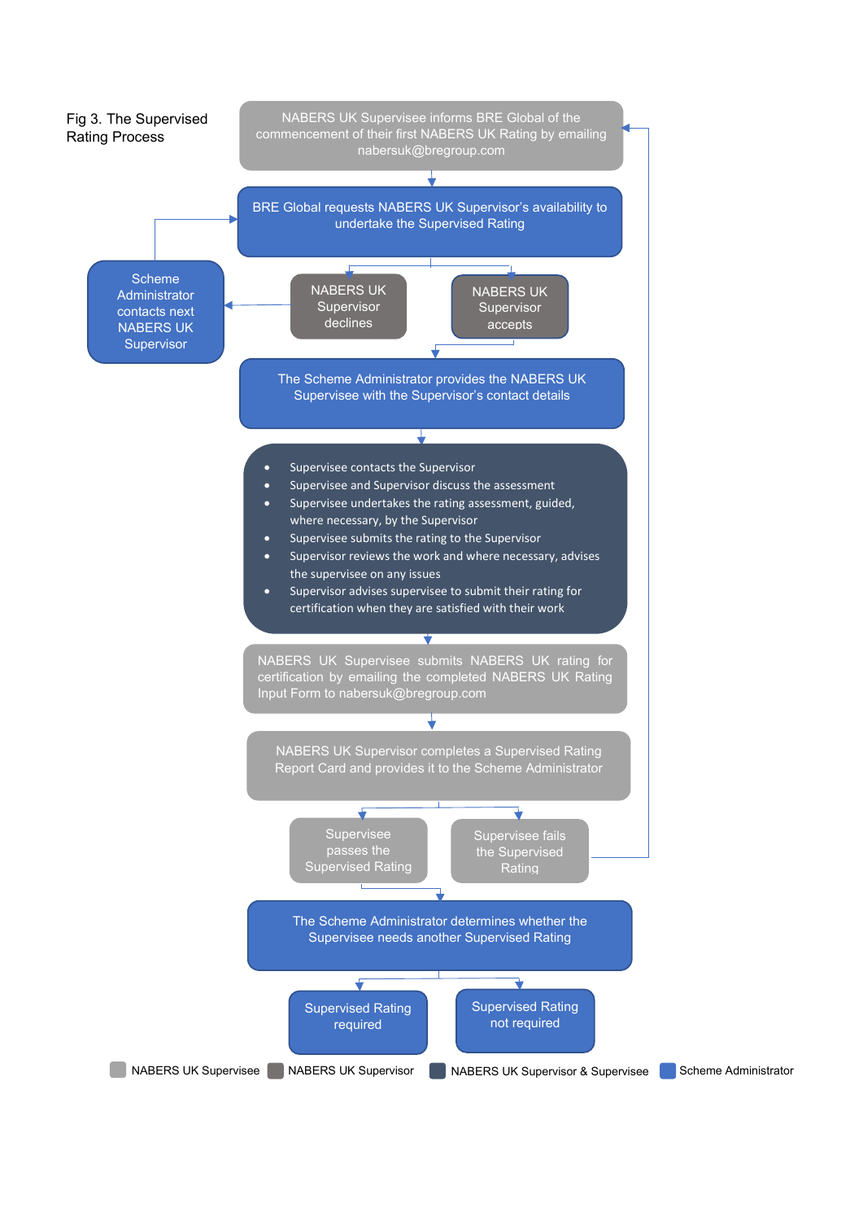Fig 3. The Supervised Rating Process

NABERS UK Supervisee informs BRE Global of the commencement of their first NABERS UK Rating by emailing nabersuk@bregroup.com

BRE Global requests NABERS UK Supervisor's availability to undertake the Supervised Rating

NABERS UK Supervisor declines

Scheme Administrator contacts next NABERS UK Supervisor

NABERS UK Supervisor accepts

The Scheme Administrator provides the NABERS UK Supervisee with the Supervisor's contact details

- Supervisee contacts the Supervisor
- Supervisee and Supervisor discuss the assessment
- Supervisee undertakes the rating assessment, guided, where necessary, by the Supervisor
- Supervisee submits the rating to the Supervisor
- Supervisor reviews the work and where necessary, advises the supervisee on any issues
- Supervisor advises supervisee to submit their rating for certification when they are satisfied with their work

NABERS UK Supervisee submits NABERS UK rating for certification by emailing the completed NABERS UK Rating Input Form to nabersuk@bregroup.com

NABERS UK Supervisor completes a Supervised Rating Report Card and provides it to the Scheme Administrator

Supervisee passes the Supervised Rating

Supervisee fails the Supervised Rating

The Scheme Administrator determines whether the Supervisee needs another Supervised Rating

Supervised Rating required

Supervised Rating not required

NABERS UK Supervisee | NABERS UK Supervisor | NABERS UK Supervisor & Supervisee | Scheme Administrator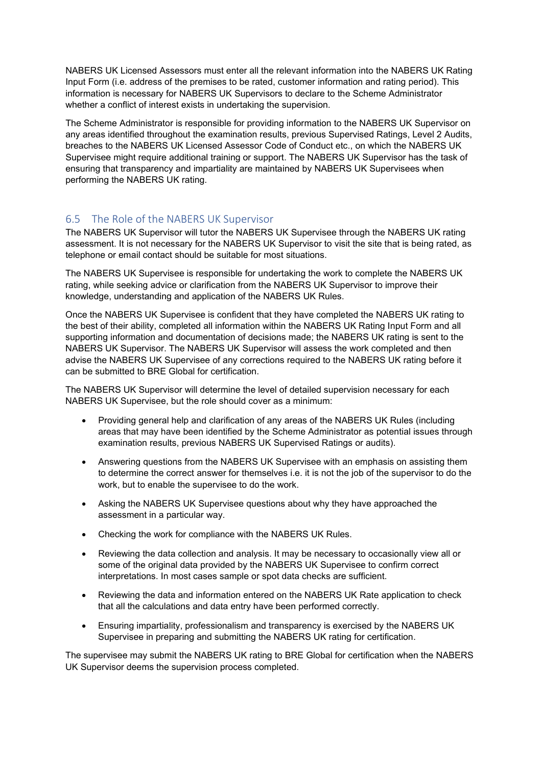NABERS UK Licensed Assessors must enter all the relevant information into the NABERS UK Rating Input Form (i.e. address of the premises to be rated, customer information and rating period). This information is necessary for NABERS UK Supervisors to declare to the Scheme Administrator whether a conflict of interest exists in undertaking the supervision.

The Scheme Administrator is responsible for providing information to the NABERS UK Supervisor on any areas identified throughout the examination results, previous Supervised Ratings, Level 2 Audits, breaches to the NABERS UK Licensed Assessor Code of Conduct etc., on which the NABERS UK Supervisee might require additional training or support. The NABERS UK Supervisor has the task of ensuring that transparency and impartiality are maintained by NABERS UK Supervisees when performing the NABERS UK rating.

## 6.5 The Role of the NABERS UK Supervisor

The NABERS UK Supervisor will tutor the NABERS UK Supervisee through the NABERS UK rating assessment. It is not necessary for the NABERS UK Supervisor to visit the site that is being rated, as telephone or email contact should be suitable for most situations.

The NABERS UK Supervisee is responsible for undertaking the work to complete the NABERS UK rating, while seeking advice or clarification from the NABERS UK Supervisor to improve their knowledge, understanding and application of the NABERS UK Rules.

Once the NABERS UK Supervisee is confident that they have completed the NABERS UK rating to the best of their ability, completed all information within the NABERS UK Rating Input Form and all supporting information and documentation of decisions made; the NABERS UK rating is sent to the NABERS UK Supervisor. The NABERS UK Supervisor will assess the work completed and then advise the NABERS UK Supervisee of any corrections required to the NABERS UK rating before it can be submitted to BRE Global for certification.

The NABERS UK Supervisor will determine the level of detailed supervision necessary for each NABERS UK Supervisee, but the role should cover as a minimum:

- Providing general help and clarification of any areas of the NABERS UK Rules (including areas that may have been identified by the Scheme Administrator as potential issues through examination results, previous NABERS UK Supervised Ratings or audits).
- Answering questions from the NABERS UK Supervisee with an emphasis on assisting them to determine the correct answer for themselves i.e. it is not the job of the supervisor to do the work, but to enable the supervisee to do the work.
- Asking the NABERS UK Supervisee questions about why they have approached the assessment in a particular way.
- Checking the work for compliance with the NABERS UK Rules.
- Reviewing the data collection and analysis. It may be necessary to occasionally view all or some of the original data provided by the NABERS UK Supervisee to confirm correct interpretations. In most cases sample or spot data checks are sufficient.
- Reviewing the data and information entered on the NABERS UK Rate application to check that all the calculations and data entry have been performed correctly.
- Ensuring impartiality, professionalism and transparency is exercised by the NABERS UK Supervisee in preparing and submitting the NABERS UK rating for certification.

The supervisee may submit the NABERS UK rating to BRE Global for certification when the NABERS UK Supervisor deems the supervision process completed.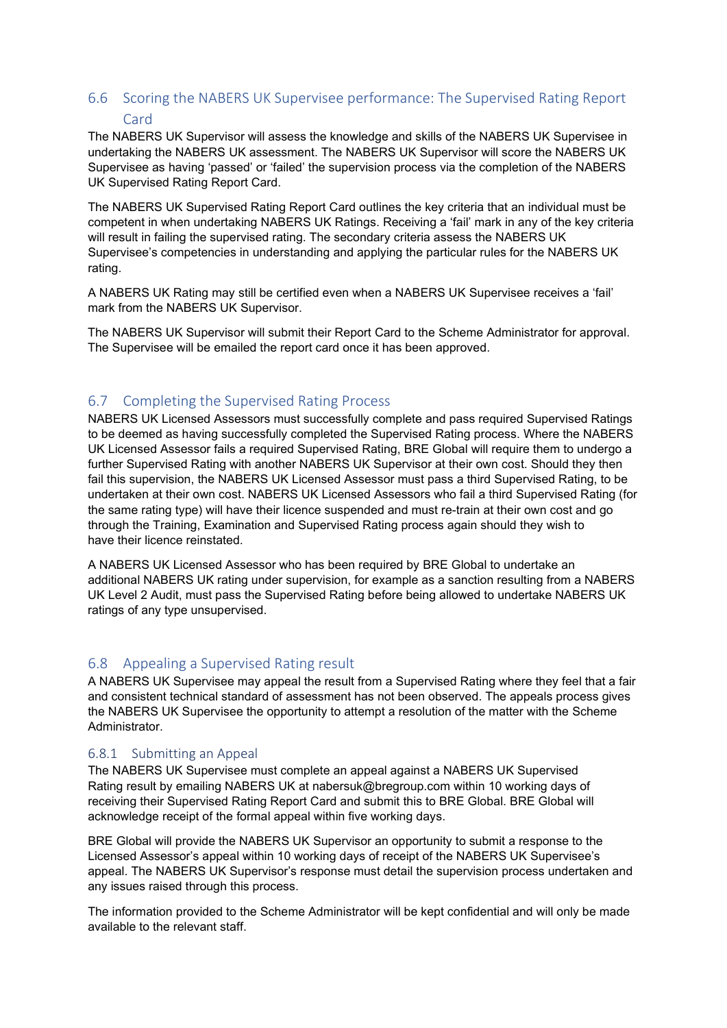## 6.6 Scoring the NABERS UK Supervisee performance: The Supervised Rating Report Card

The NABERS UK Supervisor will assess the knowledge and skills of the NABERS UK Supervisee in undertaking the NABERS UK assessment. The NABERS UK Supervisor will score the NABERS UK Supervisee as having 'passed' or 'failed' the supervision process via the completion of the NABERS UK Supervised Rating Report Card.

The NABERS UK Supervised Rating Report Card outlines the key criteria that an individual must be competent in when undertaking NABERS UK Ratings. Receiving a 'fail' mark in any of the key criteria will result in failing the supervised rating. The secondary criteria assess the NABERS UK Supervisee's competencies in understanding and applying the particular rules for the NABERS UK rating.

A NABERS UK Rating may still be certified even when a NABERS UK Supervisee receives a 'fail' mark from the NABERS UK Supervisor.

The NABERS UK Supervisor will submit their Report Card to the Scheme Administrator for approval. The Supervisee will be emailed the report card once it has been approved.

## 6.7 Completing the Supervised Rating Process

NABERS UK Licensed Assessors must successfully complete and pass required Supervised Ratings to be deemed as having successfully completed the Supervised Rating process. Where the NABERS UK Licensed Assessor fails a required Supervised Rating, BRE Global will require them to undergo a further Supervised Rating with another NABERS UK Supervisor at their own cost. Should they then fail this supervision, the NABERS UK Licensed Assessor must pass a third Supervised Rating, to be undertaken at their own cost. NABERS UK Licensed Assessors who fail a third Supervised Rating (for the same rating type) will have their licence suspended and must re-train at their own cost and go through the Training, Examination and Supervised Rating process again should they wish to have their licence reinstated.

A NABERS UK Licensed Assessor who has been required by BRE Global to undertake an additional NABERS UK rating under supervision, for example as a sanction resulting from a NABERS UK Level 2 Audit, must pass the Supervised Rating before being allowed to undertake NABERS UK ratings of any type unsupervised.

## 6.8 Appealing a Supervised Rating result

A NABERS UK Supervisee may appeal the result from a Supervised Rating where they feel that a fair and consistent technical standard of assessment has not been observed. The appeals process gives the NABERS UK Supervisee the opportunity to attempt a resolution of the matter with the Scheme Administrator.

### 6.8.1 Submitting an Appeal

The NABERS UK Supervisee must complete an appeal against a NABERS UK Supervised Rating result by emailing NABERS UK at nabersuk@bregroup.com within 10 working days of receiving their Supervised Rating Report Card and submit this to BRE Global. BRE Global will acknowledge receipt of the formal appeal within five working days.

BRE Global will provide the NABERS UK Supervisor an opportunity to submit a response to the Licensed Assessor's appeal within 10 working days of receipt of the NABERS UK Supervisee's appeal. The NABERS UK Supervisor's response must detail the supervision process undertaken and any issues raised through this process.

The information provided to the Scheme Administrator will be kept confidential and will only be made available to the relevant staff.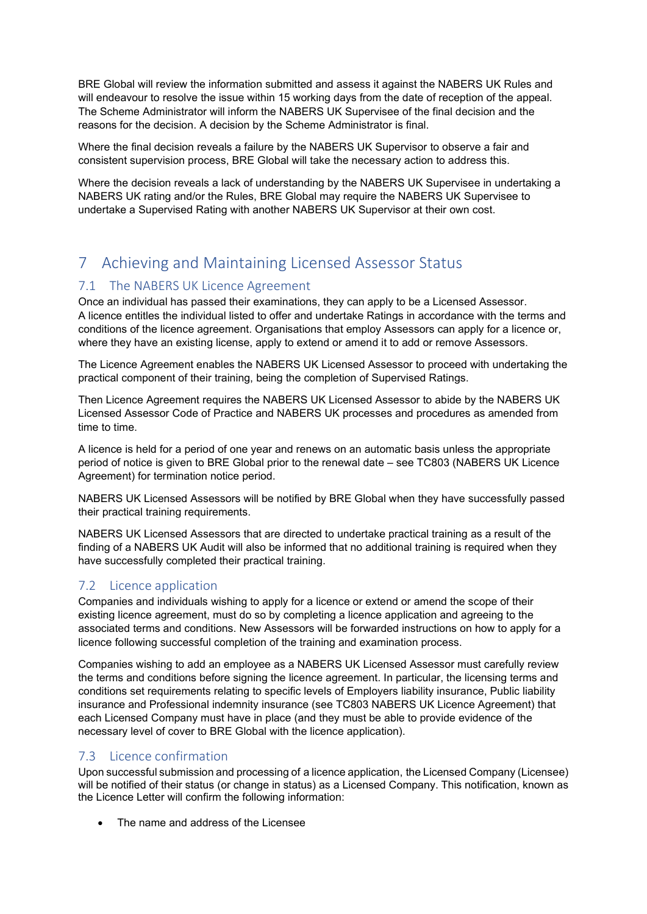BRE Global will review the information submitted and assess it against the NABERS UK Rules and will endeavour to resolve the issue within 15 working days from the date of reception of the appeal. The Scheme Administrator will inform the NABERS UK Supervisee of the final decision and the reasons for the decision. A decision by the Scheme Administrator is final.

Where the final decision reveals a failure by the NABERS UK Supervisor to observe a fair and consistent supervision process, BRE Global will take the necessary action to address this.

Where the decision reveals a lack of understanding by the NABERS UK Supervisee in undertaking a NABERS UK rating and/or the Rules, BRE Global may require the NABERS UK Supervisee to undertake a Supervised Rating with another NABERS UK Supervisor at their own cost.

# 7 Achieving and Maintaining Licensed Assessor Status

## 7.1 The NABERS UK Licence Agreement

Once an individual has passed their examinations, they can apply to be a Licensed Assessor. A licence entitles the individual listed to offer and undertake Ratings in accordance with the terms and conditions of the licence agreement. Organisations that employ Assessors can apply for a licence or, where they have an existing license, apply to extend or amend it to add or remove Assessors.

The Licence Agreement enables the NABERS UK Licensed Assessor to proceed with undertaking the practical component of their training, being the completion of Supervised Ratings.

Then Licence Agreement requires the NABERS UK Licensed Assessor to abide by the NABERS UK Licensed Assessor Code of Practice and NABERS UK processes and procedures as amended from time to time.

A licence is held for a period of one year and renews on an automatic basis unless the appropriate period of notice is given to BRE Global prior to the renewal date – see TC803 (NABERS UK Licence Agreement) for termination notice period.

NABERS UK Licensed Assessors will be notified by BRE Global when they have successfully passed their practical training requirements.

NABERS UK Licensed Assessors that are directed to undertake practical training as a result of the finding of a NABERS UK Audit will also be informed that no additional training is required when they have successfully completed their practical training.

## 7.2 Licence application

Companies and individuals wishing to apply for a licence or extend or amend the scope of their existing licence agreement, must do so by completing a licence application and agreeing to the associated terms and conditions. New Assessors will be forwarded instructions on how to apply for a licence following successful completion of the training and examination process.

Companies wishing to add an employee as a NABERS UK Licensed Assessor must carefully review the terms and conditions before signing the licence agreement. In particular, the licensing terms and conditions set requirements relating to specific levels of Employers liability insurance, Public liability insurance and Professional indemnity insurance (see TC803 NABERS UK Licence Agreement) that each Licensed Company must have in place (and they must be able to provide evidence of the necessary level of cover to BRE Global with the licence application).

## 7.3 Licence confirmation

Upon successful submission and processing of a licence application, the Licensed Company (Licensee) will be notified of their status (or change in status) as a Licensed Company. This notification, known as the Licence Letter will confirm the following information:

- The name and address of the Licensee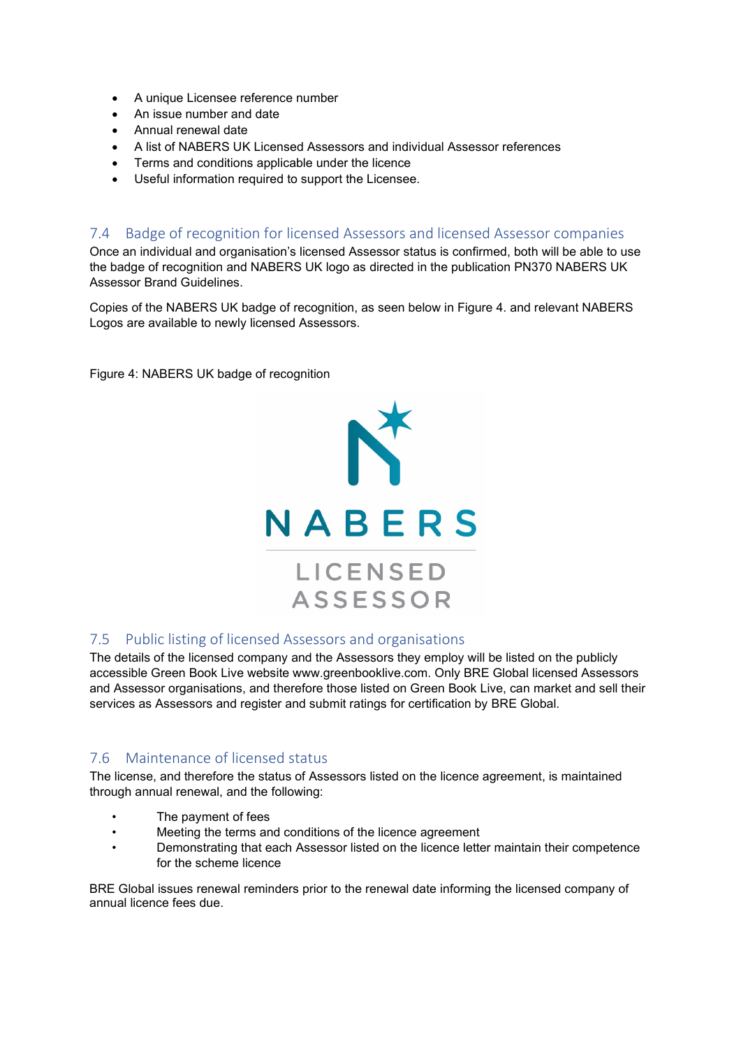- A unique Licensee reference number
- An issue number and date
- Annual renewal date
- A list of NABERS UK Licensed Assessors and individual Assessor references
- Terms and conditions applicable under the licence
- Useful information required to support the Licensee.

## 7.4 Badge of recognition for licensed Assessors and licensed Assessor companies

Once an individual and organisation's licensed Assessor status is confirmed, both will be able to use the badge of recognition and NABERS UK logo as directed in the publication PN370 NABERS UK Assessor Brand Guidelines.

Copies of the NABERS UK badge of recognition, as seen below in Figure 4. and relevant NABERS Logos are available to newly licensed Assessors.

Figure 4: NABERS UK badge of recognition

## 7.5 Public listing of licensed Assessors and organisations

The details of the licensed company and the Assessors they employ will be listed on the publicly accessible Green Book Live website www.greenbooklive.com. Only BRE Global licensed Assessors and Assessor organisations, and therefore those listed on Green Book Live, can market and sell their services as Assessors and register and submit ratings for certification by BRE Global.

## 7.6 Maintenance of licensed status

The license, and therefore the status of Assessors listed on the licence agreement, is maintained through annual renewal, and the following:

- The payment of fees
- Meeting the terms and conditions of the licence agreement
- Demonstrating that each Assessor listed on the licence letter maintain their competence for the scheme licence

BRE Global issues renewal reminders prior to the renewal date informing the licensed company of annual licence fees due.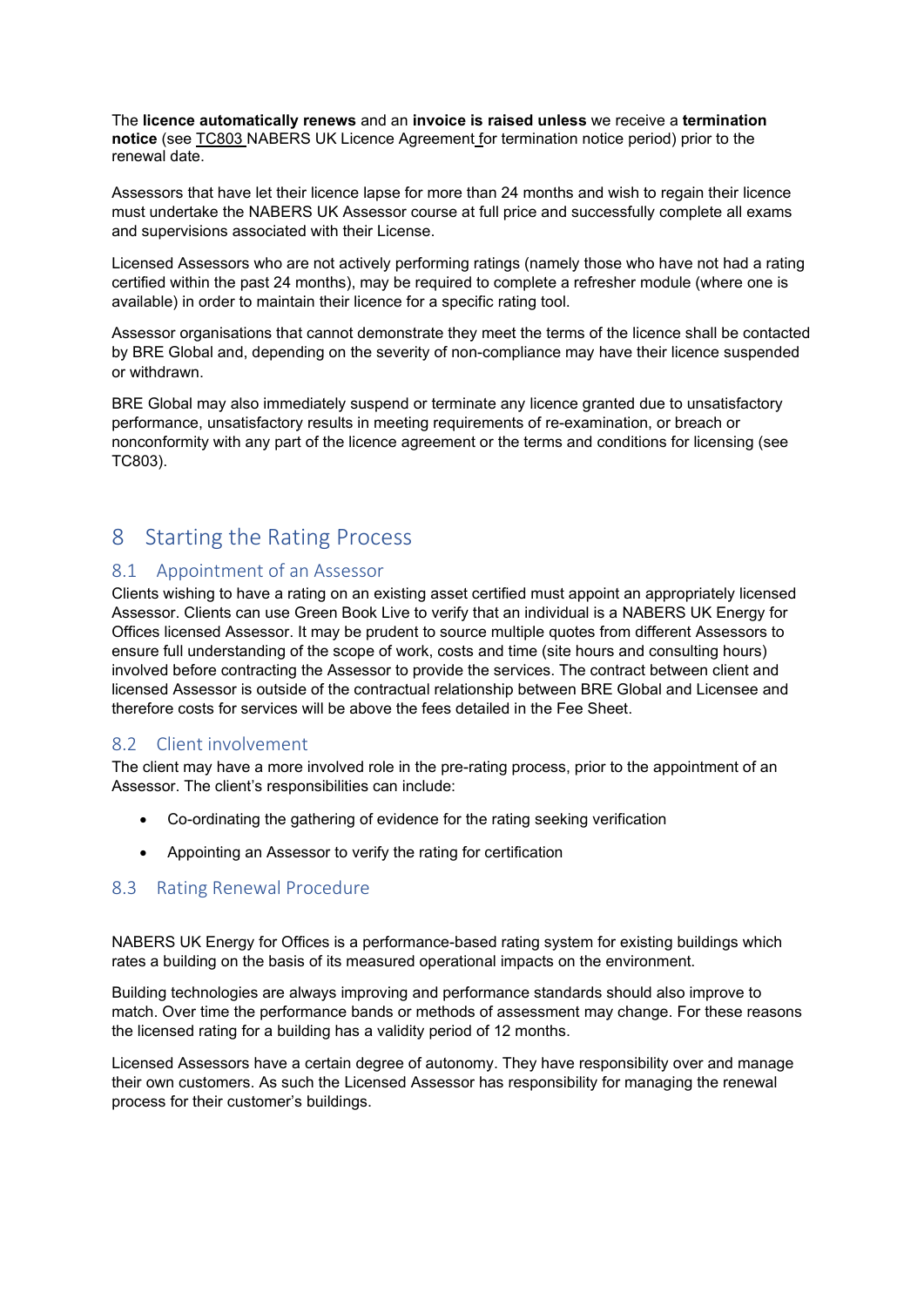The **licence automatically renews** and an **invoice is raised unless** we receive a **termination notice** (see TC803 NABERS UK Licence Agreement for termination notice period) prior to the renewal date.

Assessors that have let their licence lapse for more than 24 months and wish to regain their licence must undertake the NABERS UK Assessor course at full price and successfully complete all exams and supervisions associated with their License.

Licensed Assessors who are not actively performing ratings (namely those who have not had a rating certified within the past 24 months), may be required to complete a refresher module (where one is available) in order to maintain their licence for a specific rating tool.

Assessor organisations that cannot demonstrate they meet the terms of the licence shall be contacted by BRE Global and, depending on the severity of non-compliance may have their licence suspended or withdrawn.

BRE Global may also immediately suspend or terminate any licence granted due to unsatisfactory performance, unsatisfactory results in meeting requirements of re-examination, or breach or nonconformity with any part of the licence agreement or the terms and conditions for licensing (see TC803).

# 8 Starting the Rating Process

## 8.1 Appointment of an Assessor

Clients wishing to have a rating on an existing asset certified must appoint an appropriately licensed Assessor. Clients can use Green Book Live to verify that an individual is a NABERS UK Energy for Offices licensed Assessor. It may be prudent to source multiple quotes from different Assessors to ensure full understanding of the scope of work, costs and time (site hours and consulting hours) involved before contracting the Assessor to provide the services. The contract between client and licensed Assessor is outside of the contractual relationship between BRE Global and Licensee and therefore costs for services will be above the fees detailed in the Fee Sheet.

## 8.2 Client involvement

The client may have a more involved role in the pre-rating process, prior to the appointment of an Assessor. The client's responsibilities can include:

- Co-ordinating the gathering of evidence for the rating seeking verification
- Appointing an Assessor to verify the rating for certification

## 8.3 Rating Renewal Procedure

NABERS UK Energy for Offices is a performance-based rating system for existing buildings which rates a building on the basis of its measured operational impacts on the environment.

Building technologies are always improving and performance standards should also improve to match. Over time the performance bands or methods of assessment may change. For these reasons the licensed rating for a building has a validity period of 12 months.

Licensed Assessors have a certain degree of autonomy. They have responsibility over and manage their own customers. As such the Licensed Assessor has responsibility for managing the renewal process for their customer's buildings.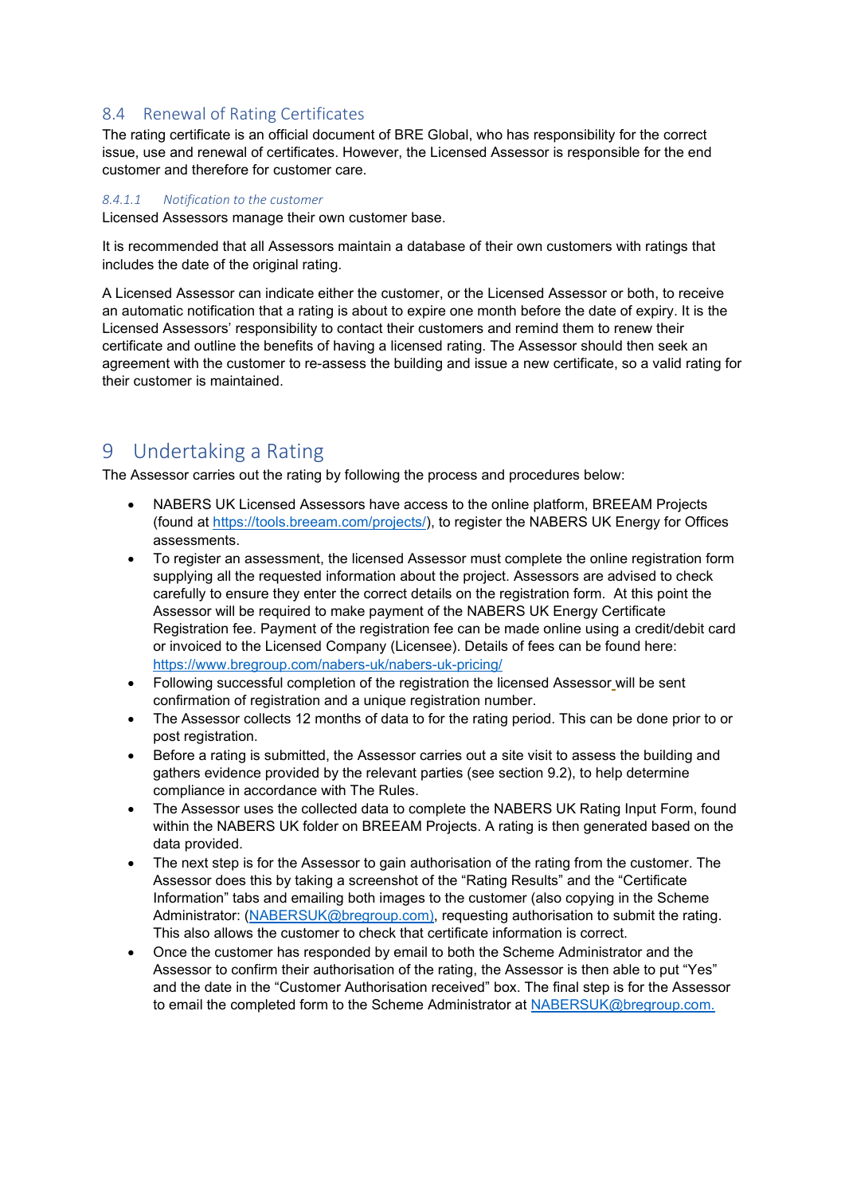## 8.4 Renewal of Rating Certificates

The rating certificate is an official document of BRE Global, who has responsibility for the correct issue, use and renewal of certificates. However, the Licensed Assessor is responsible for the end customer and therefore for customer care.

#### *8.4.1.1 Notification to the customer*

Licensed Assessors manage their own customer base.

It is recommended that all Assessors maintain a database of their own customers with ratings that includes the date of the original rating.

A Licensed Assessor can indicate either the customer, or the Licensed Assessor or both, to receive an automatic notification that a rating is about to expire one month before the date of expiry. It is the Licensed Assessors' responsibility to contact their customers and remind them to renew their certificate and outline the benefits of having a licensed rating. The Assessor should then seek an agreement with the customer to re-assess the building and issue a new certificate, so a valid rating for their customer is maintained.

# 9 Undertaking a Rating

The Assessor carries out the rating by following the process and procedures below:

- NABERS UK Licensed Assessors have access to the online platform, BREEAM Projects (found at https://tools.breeam.com/projects/), to register the NABERS UK Energy for Offices assessments.
- To register an assessment, the licensed Assessor must complete the online registration form supplying all the requested information about the project. Assessors are advised to check carefully to ensure they enter the correct details on the registration form. At this point the Assessor will be required to make payment of the NABERS UK Energy Certificate Registration fee. Payment of the registration fee can be made online using a credit/debit card or invoiced to the Licensed Company (Licensee). Details of fees can be found here: https://www.bregroup.com/nabers-uk/nabers-uk-pricing/
- Following successful completion of the registration the licensed Assessor will be sent confirmation of registration and a unique registration number.
- The Assessor collects 12 months of data to for the rating period. This can be done prior to or post registration.
- Before a rating is submitted, the Assessor carries out a site visit to assess the building and gathers evidence provided by the relevant parties (see section 9.2), to help determine compliance in accordance with The Rules.
- The Assessor uses the collected data to complete the NABERS UK Rating Input Form, found within the NABERS UK folder on BREEAM Projects. A rating is then generated based on the data provided.
- The next step is for the Assessor to gain authorisation of the rating from the customer. The Assessor does this by taking a screenshot of the "Rating Results" and the "Certificate Information" tabs and emailing both images to the customer (also copying in the Scheme Administrator: (NABERSUK@bregroup.com), requesting authorisation to submit the rating. This also allows the customer to check that certificate information is correct.
- Once the customer has responded by email to both the Scheme Administrator and the Assessor to confirm their authorisation of the rating, the Assessor is then able to put "Yes" and the date in the "Customer Authorisation received" box. The final step is for the Assessor to email the completed form to the Scheme Administrator at NABERSUK@bregroup.com.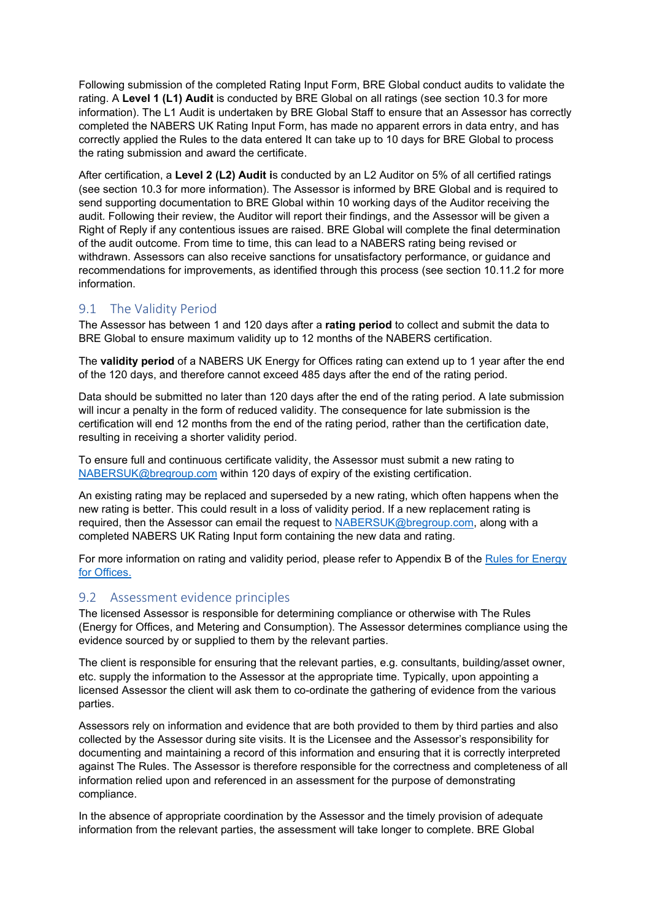Following submission of the completed Rating Input Form, BRE Global conduct audits to validate the rating. A **Level 1 (L1) Audit** is conducted by BRE Global on all ratings (see section 10.3 for more information). The L1 Audit is undertaken by BRE Global Staff to ensure that an Assessor has correctly completed the NABERS UK Rating Input Form, has made no apparent errors in data entry, and has correctly applied the Rules to the data entered It can take up to 10 days for BRE Global to process the rating submission and award the certificate.

After certification, a **Level 2 (L2) Audit i**s conducted by an L2 Auditor on 5% of all certified ratings (see section 10.3 for more information). The Assessor is informed by BRE Global and is required to send supporting documentation to BRE Global within 10 working days of the Auditor receiving the audit. Following their review, the Auditor will report their findings, and the Assessor will be given a Right of Reply if any contentious issues are raised. BRE Global will complete the final determination of the audit outcome. From time to time, this can lead to a NABERS rating being revised or withdrawn. Assessors can also receive sanctions for unsatisfactory performance, or guidance and recommendations for improvements, as identified through this process (see section 10.11.2 for more information.

## 9.1 The Validity Period

The Assessor has between 1 and 120 days after a **rating period** to collect and submit the data to BRE Global to ensure maximum validity up to 12 months of the NABERS certification.

The **validity period** of a NABERS UK Energy for Offices rating can extend up to 1 year after the end of the 120 days, and therefore cannot exceed 485 days after the end of the rating period.

Data should be submitted no later than 120 days after the end of the rating period. A late submission will incur a penalty in the form of reduced validity. The consequence for late submission is the certification will end 12 months from the end of the rating period, rather than the certification date, resulting in receiving a shorter validity period.

To ensure full and continuous certificate validity, the Assessor must submit a new rating to NABERSUK@bregroup.com within 120 days of expiry of the existing certification.

An existing rating may be replaced and superseded by a new rating, which often happens when the new rating is better. This could result in a loss of validity period. If a new replacement rating is required, then the Assessor can email the request to NABERSUK@bregroup.com, along with a completed NABERS UK Rating Input form containing the new data and rating.

For more information on rating and validity period, please refer to Appendix B of the Rules for Energy for Offices.

## 9.2 Assessment evidence principles

The licensed Assessor is responsible for determining compliance or otherwise with The Rules (Energy for Offices, and Metering and Consumption). The Assessor determines compliance using the evidence sourced by or supplied to them by the relevant parties.

The client is responsible for ensuring that the relevant parties, e.g. consultants, building/asset owner, etc. supply the information to the Assessor at the appropriate time. Typically, upon appointing a licensed Assessor the client will ask them to co-ordinate the gathering of evidence from the various parties.

Assessors rely on information and evidence that are both provided to them by third parties and also collected by the Assessor during site visits. It is the Licensee and the Assessor's responsibility for documenting and maintaining a record of this information and ensuring that it is correctly interpreted against The Rules. The Assessor is therefore responsible for the correctness and completeness of all information relied upon and referenced in an assessment for the purpose of demonstrating compliance.

In the absence of appropriate coordination by the Assessor and the timely provision of adequate information from the relevant parties, the assessment will take longer to complete. BRE Global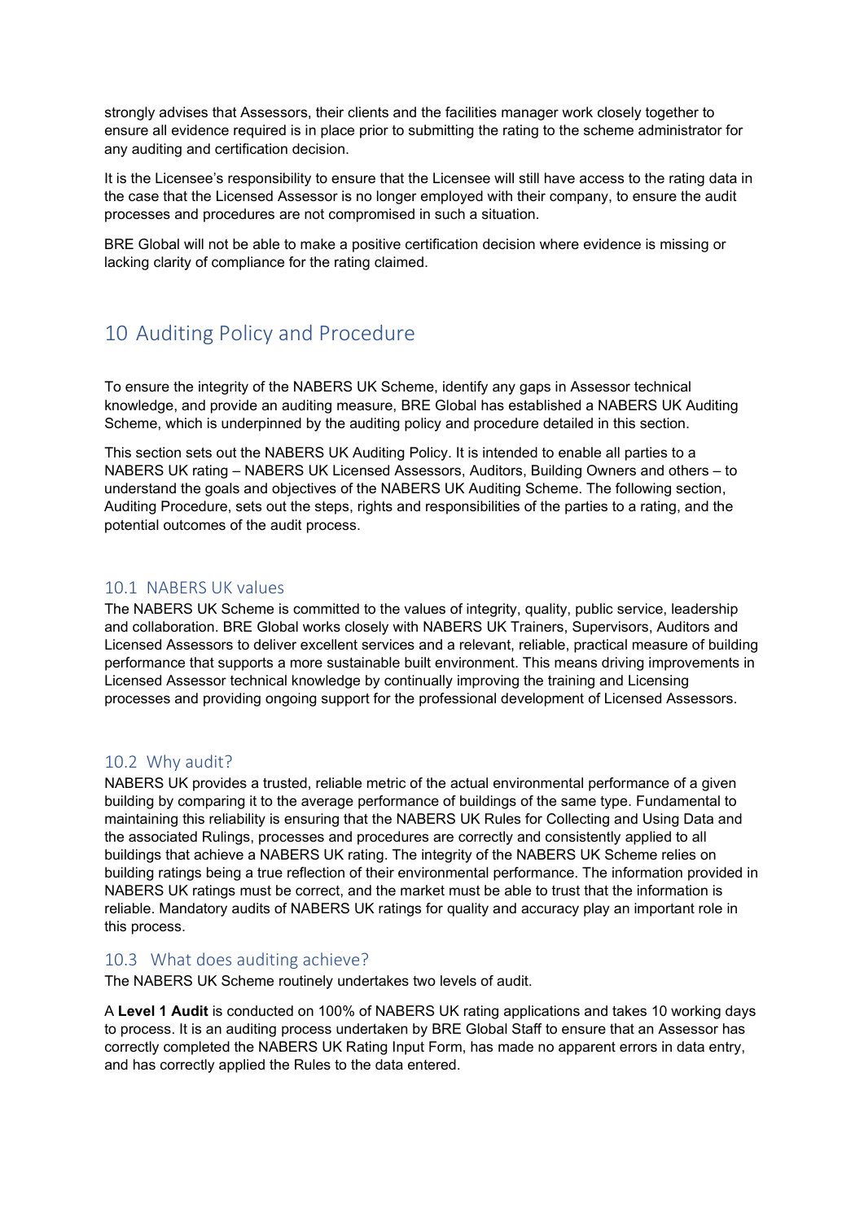strongly advises that Assessors, their clients and the facilities manager work closely together to ensure all evidence required is in place prior to submitting the rating to the scheme administrator for any auditing and certification decision.

It is the Licensee's responsibility to ensure that the Licensee will still have access to the rating data in the case that the Licensed Assessor is no longer employed with their company, to ensure the audit processes and procedures are not compromised in such a situation.

BRE Global will not be able to make a positive certification decision where evidence is missing or lacking clarity of compliance for the rating claimed.

# 10 Auditing Policy and Procedure

To ensure the integrity of the NABERS UK Scheme, identify any gaps in Assessor technical knowledge, and provide an auditing measure, BRE Global has established a NABERS UK Auditing Scheme, which is underpinned by the auditing policy and procedure detailed in this section.

This section sets out the NABERS UK Auditing Policy. It is intended to enable all parties to a NABERS UK rating – NABERS UK Licensed Assessors, Auditors, Building Owners and others – to understand the goals and objectives of the NABERS UK Auditing Scheme. The following section, Auditing Procedure, sets out the steps, rights and responsibilities of the parties to a rating, and the potential outcomes of the audit process.

## 10.1 NABERS UK values

The NABERS UK Scheme is committed to the values of integrity, quality, public service, leadership and collaboration. BRE Global works closely with NABERS UK Trainers, Supervisors, Auditors and Licensed Assessors to deliver excellent services and a relevant, reliable, practical measure of building performance that supports a more sustainable built environment. This means driving improvements in Licensed Assessor technical knowledge by continually improving the training and Licensing processes and providing ongoing support for the professional development of Licensed Assessors.

## 10.2 Why audit?

NABERS UK provides a trusted, reliable metric of the actual environmental performance of a given building by comparing it to the average performance of buildings of the same type. Fundamental to maintaining this reliability is ensuring that the NABERS UK Rules for Collecting and Using Data and the associated Rulings, processes and procedures are correctly and consistently applied to all buildings that achieve a NABERS UK rating. The integrity of the NABERS UK Scheme relies on building ratings being a true reflection of their environmental performance. The information provided in NABERS UK ratings must be correct, and the market must be able to trust that the information is reliable. Mandatory audits of NABERS UK ratings for quality and accuracy play an important role in this process.

## 10.3 What does auditing achieve?

The NABERS UK Scheme routinely undertakes two levels of audit.

A **Level 1 Audit** is conducted on 100% of NABERS UK rating applications and takes 10 working days to process. It is an auditing process undertaken by BRE Global Staff to ensure that an Assessor has correctly completed the NABERS UK Rating Input Form, has made no apparent errors in data entry, and has correctly applied the Rules to the data entered.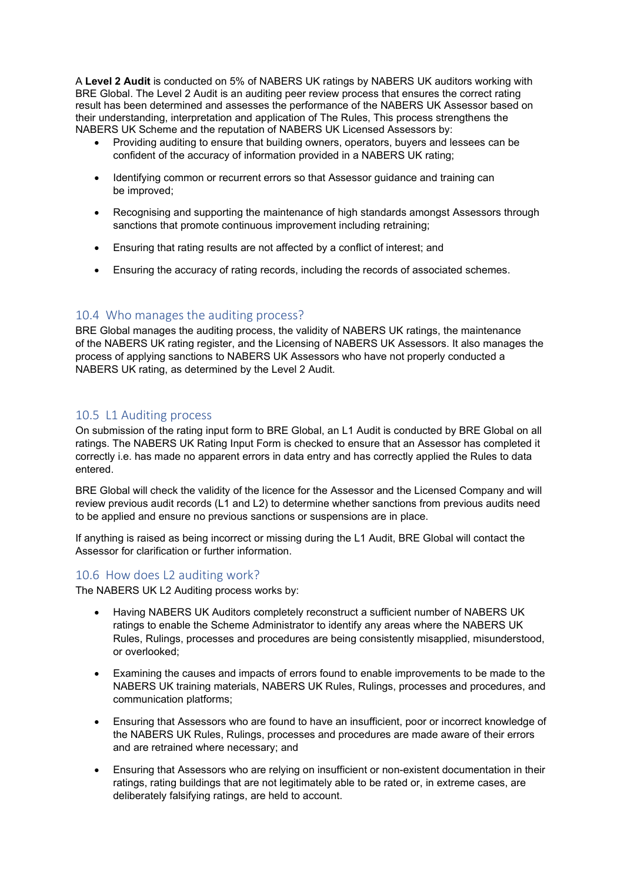A **Level 2 Audit** is conducted on 5% of NABERS UK ratings by NABERS UK auditors working with BRE Global. The Level 2 Audit is an auditing peer review process that ensures the correct rating result has been determined and assesses the performance of the NABERS UK Assessor based on their understanding, interpretation and application of The Rules, This process strengthens the NABERS UK Scheme and the reputation of NABERS UK Licensed Assessors by:

- Providing auditing to ensure that building owners, operators, buyers and lessees can be confident of the accuracy of information provided in a NABERS UK rating;
- Identifying common or recurrent errors so that Assessor guidance and training can be improved;
- Recognising and supporting the maintenance of high standards amongst Assessors through sanctions that promote continuous improvement including retraining;
- Ensuring that rating results are not affected by a conflict of interest; and
- Ensuring the accuracy of rating records, including the records of associated schemes.

## 10.4 Who manages the auditing process?

BRE Global manages the auditing process, the validity of NABERS UK ratings, the maintenance of the NABERS UK rating register, and the Licensing of NABERS UK Assessors. It also manages the process of applying sanctions to NABERS UK Assessors who have not properly conducted a NABERS UK rating, as determined by the Level 2 Audit.

## 10.5 L1 Auditing process

On submission of the rating input form to BRE Global, an L1 Audit is conducted by BRE Global on all ratings. The NABERS UK Rating Input Form is checked to ensure that an Assessor has completed it correctly i.e. has made no apparent errors in data entry and has correctly applied the Rules to data entered.

BRE Global will check the validity of the licence for the Assessor and the Licensed Company and will review previous audit records (L1 and L2) to determine whether sanctions from previous audits need to be applied and ensure no previous sanctions or suspensions are in place.

If anything is raised as being incorrect or missing during the L1 Audit, BRE Global will contact the Assessor for clarification or further information.

## 10.6 How does L2 auditing work?

The NABERS UK L2 Auditing process works by:

- Having NABERS UK Auditors completely reconstruct a sufficient number of NABERS UK ratings to enable the Scheme Administrator to identify any areas where the NABERS UK Rules, Rulings, processes and procedures are being consistently misapplied, misunderstood, or overlooked;
- Examining the causes and impacts of errors found to enable improvements to be made to the NABERS UK training materials, NABERS UK Rules, Rulings, processes and procedures, and communication platforms;
- Ensuring that Assessors who are found to have an insufficient, poor or incorrect knowledge of the NABERS UK Rules, Rulings, processes and procedures are made aware of their errors and are retrained where necessary; and
- Ensuring that Assessors who are relying on insufficient or non-existent documentation in their ratings, rating buildings that are not legitimately able to be rated or, in extreme cases, are deliberately falsifying ratings, are held to account.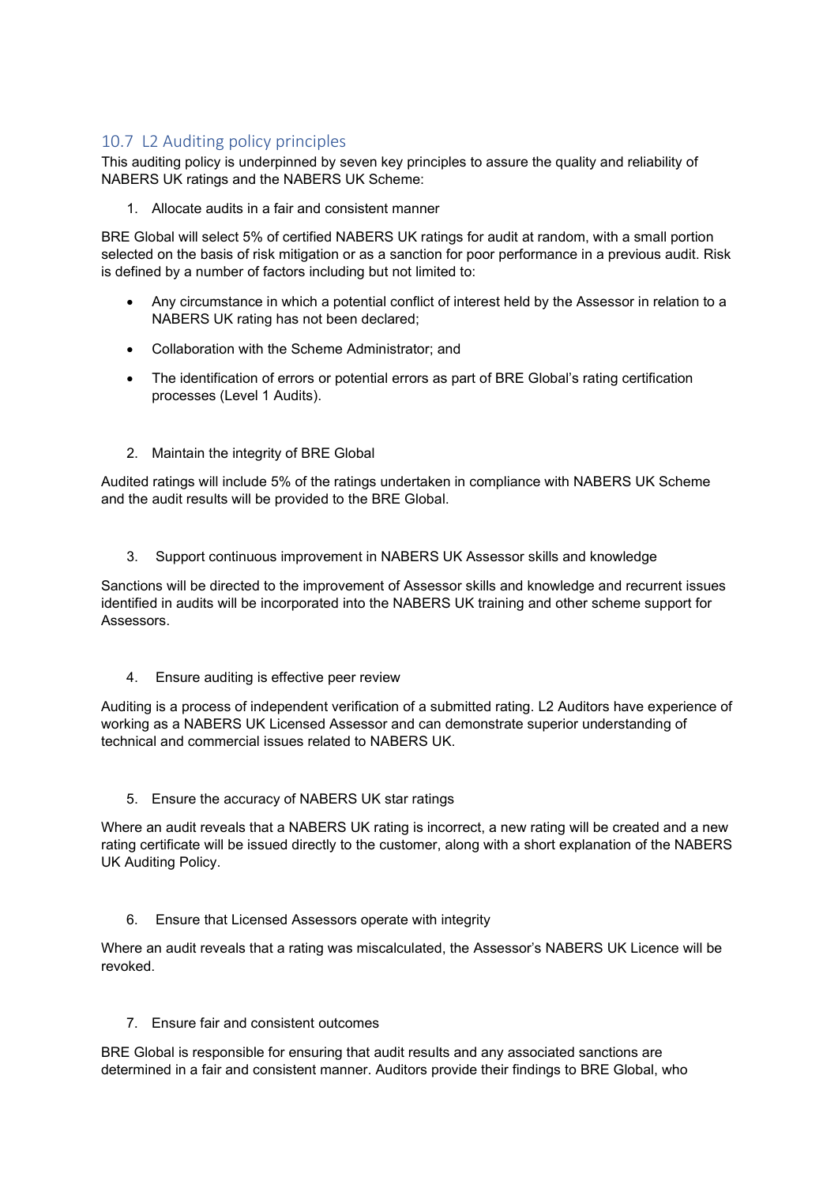## 10.7 L2 Auditing policy principles

This auditing policy is underpinned by seven key principles to assure the quality and reliability of NABERS UK ratings and the NABERS UK Scheme:

1. Allocate audits in a fair and consistent manner

BRE Global will select 5% of certified NABERS UK ratings for audit at random, with a small portion selected on the basis of risk mitigation or as a sanction for poor performance in a previous audit. Risk is defined by a number of factors including but not limited to:

- Any circumstance in which a potential conflict of interest held by the Assessor in relation to a NABERS UK rating has not been declared;
- Collaboration with the Scheme Administrator; and
- The identification of errors or potential errors as part of BRE Global's rating certification processes (Level 1 Audits).

2. Maintain the integrity of BRE Global

Audited ratings will include 5% of the ratings undertaken in compliance with NABERS UK Scheme and the audit results will be provided to the BRE Global.

3. Support continuous improvement in NABERS UK Assessor skills and knowledge

Sanctions will be directed to the improvement of Assessor skills and knowledge and recurrent issues identified in audits will be incorporated into the NABERS UK training and other scheme support for Assessors.

4. Ensure auditing is effective peer review

Auditing is a process of independent verification of a submitted rating. L2 Auditors have experience of working as a NABERS UK Licensed Assessor and can demonstrate superior understanding of technical and commercial issues related to NABERS UK.

5. Ensure the accuracy of NABERS UK star ratings

Where an audit reveals that a NABERS UK rating is incorrect, a new rating will be created and a new rating certificate will be issued directly to the customer, along with a short explanation of the NABERS UK Auditing Policy.

6. Ensure that Licensed Assessors operate with integrity

Where an audit reveals that a rating was miscalculated, the Assessor's NABERS UK Licence will be revoked.

7. Ensure fair and consistent outcomes

BRE Global is responsible for ensuring that audit results and any associated sanctions are determined in a fair and consistent manner. Auditors provide their findings to BRE Global, who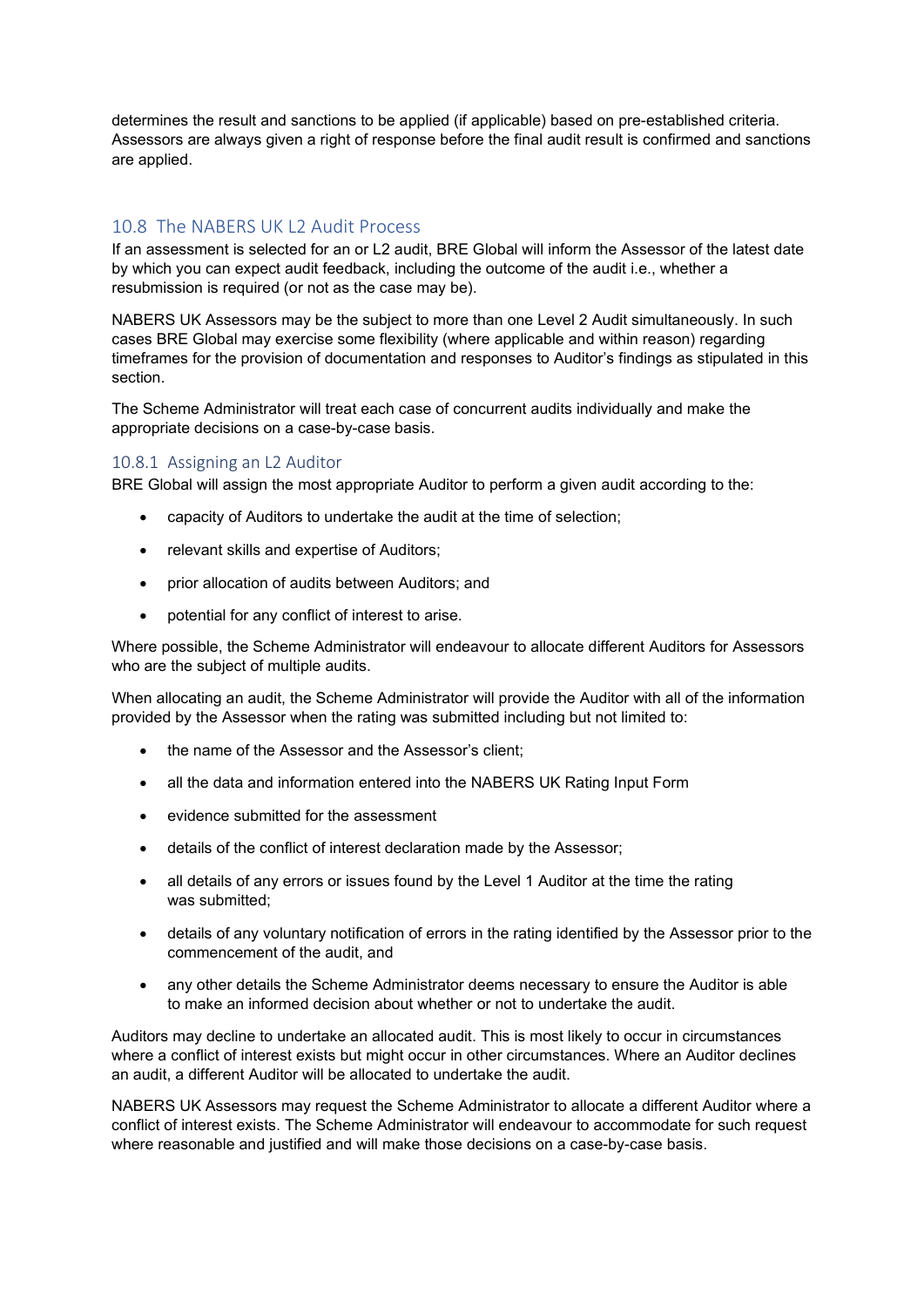determines the result and sanctions to be applied (if applicable) based on pre-established criteria. Assessors are always given a right of response before the final audit result is confirmed and sanctions are applied.

## 10.8 The NABERS UK L2 Audit Process

If an assessment is selected for an or L2 audit, BRE Global will inform the Assessor of the latest date by which you can expect audit feedback, including the outcome of the audit i.e., whether a resubmission is required (or not as the case may be).

NABERS UK Assessors may be the subject to more than one Level 2 Audit simultaneously. In such cases BRE Global may exercise some flexibility (where applicable and within reason) regarding timeframes for the provision of documentation and responses to Auditor's findings as stipulated in this section.

The Scheme Administrator will treat each case of concurrent audits individually and make the appropriate decisions on a case-by-case basis.

### 10.8.1 Assigning an L2 Auditor

BRE Global will assign the most appropriate Auditor to perform a given audit according to the:

- capacity of Auditors to undertake the audit at the time of selection;
- relevant skills and expertise of Auditors;
- prior allocation of audits between Auditors; and
- potential for any conflict of interest to arise.

Where possible, the Scheme Administrator will endeavour to allocate different Auditors for Assessors who are the subject of multiple audits.

When allocating an audit, the Scheme Administrator will provide the Auditor with all of the information provided by the Assessor when the rating was submitted including but not limited to:

- the name of the Assessor and the Assessor's client;
- all the data and information entered into the NABERS UK Rating Input Form
- evidence submitted for the assessment
- details of the conflict of interest declaration made by the Assessor;
- all details of any errors or issues found by the Level 1 Auditor at the time the rating was submitted;
- details of any voluntary notification of errors in the rating identified by the Assessor prior to the commencement of the audit, and
- any other details the Scheme Administrator deems necessary to ensure the Auditor is able to make an informed decision about whether or not to undertake the audit.

Auditors may decline to undertake an allocated audit. This is most likely to occur in circumstances where a conflict of interest exists but might occur in other circumstances. Where an Auditor declines an audit, a different Auditor will be allocated to undertake the audit.

NABERS UK Assessors may request the Scheme Administrator to allocate a different Auditor where a conflict of interest exists. The Scheme Administrator will endeavour to accommodate for such request where reasonable and justified and will make those decisions on a case-by-case basis.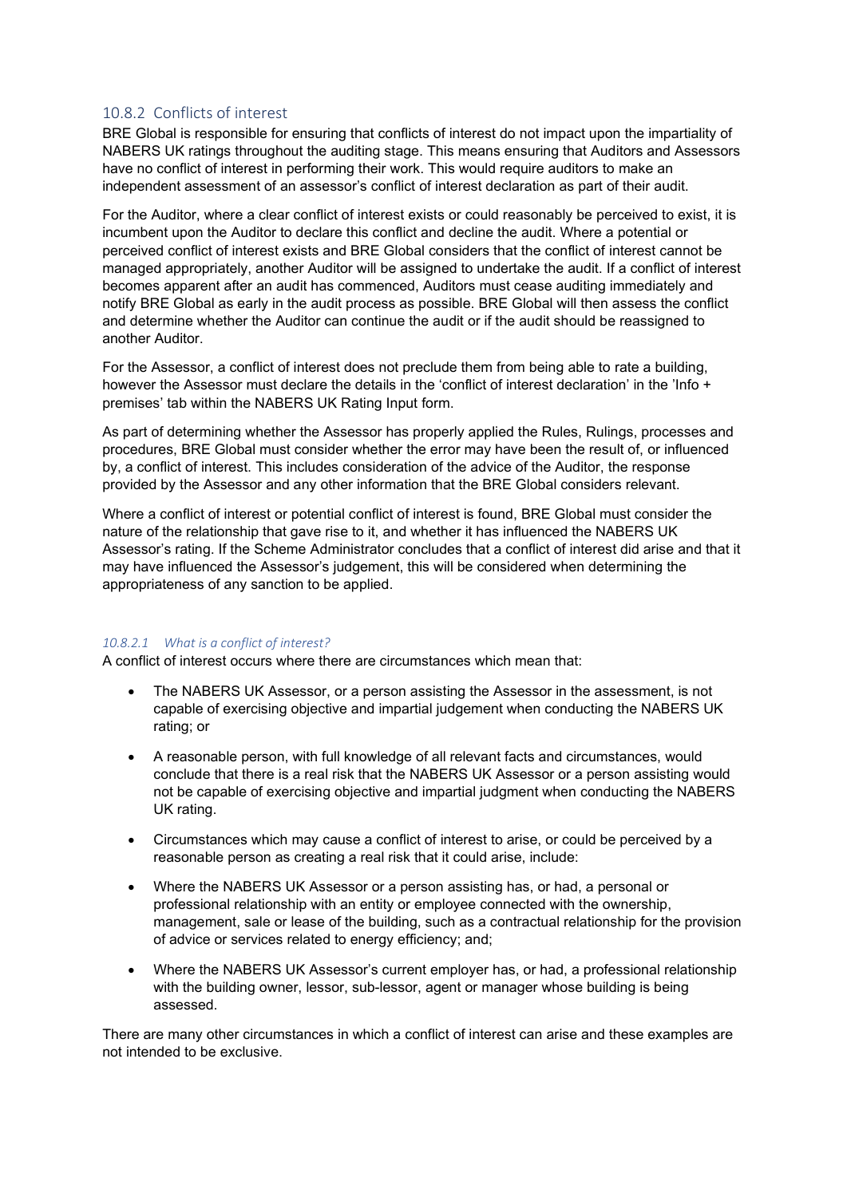### 10.8.2 Conflicts of interest

BRE Global is responsible for ensuring that conflicts of interest do not impact upon the impartiality of NABERS UK ratings throughout the auditing stage. This means ensuring that Auditors and Assessors have no conflict of interest in performing their work. This would require auditors to make an independent assessment of an assessor's conflict of interest declaration as part of their audit.

For the Auditor, where a clear conflict of interest exists or could reasonably be perceived to exist, it is incumbent upon the Auditor to declare this conflict and decline the audit. Where a potential or perceived conflict of interest exists and BRE Global considers that the conflict of interest cannot be managed appropriately, another Auditor will be assigned to undertake the audit. If a conflict of interest becomes apparent after an audit has commenced, Auditors must cease auditing immediately and notify BRE Global as early in the audit process as possible. BRE Global will then assess the conflict and determine whether the Auditor can continue the audit or if the audit should be reassigned to another Auditor.

For the Assessor, a conflict of interest does not preclude them from being able to rate a building, however the Assessor must declare the details in the 'conflict of interest declaration' in the 'Info + premises' tab within the NABERS UK Rating Input form.

As part of determining whether the Assessor has properly applied the Rules, Rulings, processes and procedures, BRE Global must consider whether the error may have been the result of, or influenced by, a conflict of interest. This includes consideration of the advice of the Auditor, the response provided by the Assessor and any other information that the BRE Global considers relevant.

Where a conflict of interest or potential conflict of interest is found, BRE Global must consider the nature of the relationship that gave rise to it, and whether it has influenced the NABERS UK Assessor's rating. If the Scheme Administrator concludes that a conflict of interest did arise and that it may have influenced the Assessor's judgement, this will be considered when determining the appropriateness of any sanction to be applied.

#### *10.8.2.1 What is a conflict of interest?*

A conflict of interest occurs where there are circumstances which mean that:

- The NABERS UK Assessor, or a person assisting the Assessor in the assessment, is not capable of exercising objective and impartial judgement when conducting the NABERS UK rating; or
- A reasonable person, with full knowledge of all relevant facts and circumstances, would conclude that there is a real risk that the NABERS UK Assessor or a person assisting would not be capable of exercising objective and impartial judgment when conducting the NABERS UK rating.
- Circumstances which may cause a conflict of interest to arise, or could be perceived by a reasonable person as creating a real risk that it could arise, include:
- Where the NABERS UK Assessor or a person assisting has, or had, a personal or professional relationship with an entity or employee connected with the ownership, management, sale or lease of the building, such as a contractual relationship for the provision of advice or services related to energy efficiency; and;
- Where the NABERS UK Assessor's current employer has, or had, a professional relationship with the building owner, lessor, sub-lessor, agent or manager whose building is being assessed.

There are many other circumstances in which a conflict of interest can arise and these examples are not intended to be exclusive.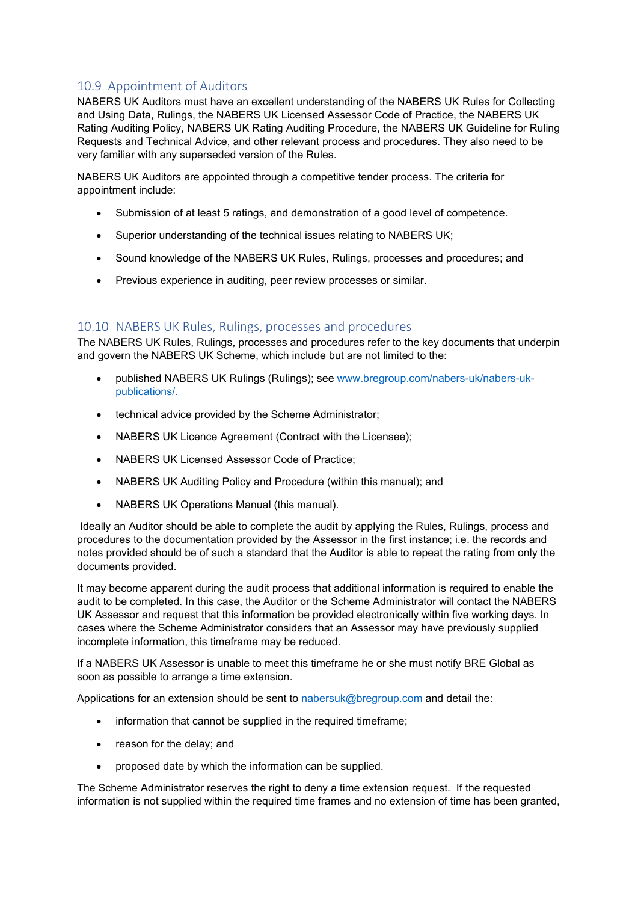## 10.9 Appointment of Auditors

NABERS UK Auditors must have an excellent understanding of the NABERS UK Rules for Collecting and Using Data, Rulings, the NABERS UK Licensed Assessor Code of Practice, the NABERS UK Rating Auditing Policy, NABERS UK Rating Auditing Procedure, the NABERS UK Guideline for Ruling Requests and Technical Advice, and other relevant process and procedures. They also need to be very familiar with any superseded version of the Rules.

NABERS UK Auditors are appointed through a competitive tender process. The criteria for appointment include:

- Submission of at least 5 ratings, and demonstration of a good level of competence.
- Superior understanding of the technical issues relating to NABERS UK;
- Sound knowledge of the NABERS UK Rules, Rulings, processes and procedures; and
- Previous experience in auditing, peer review processes or similar.

## 10.10 NABERS UK Rules, Rulings, processes and procedures

The NABERS UK Rules, Rulings, processes and procedures refer to the key documents that underpin and govern the NABERS UK Scheme, which include but are not limited to the:

- published NABERS UK Rulings (Rulings); see [www.bregroup.com/nabers-uk/nabers-uk-publications/.](www.bregroup.com/nabers-uk/nabers-uk-publications/)
- technical advice provided by the Scheme Administrator;
- NABERS UK Licence Agreement (Contract with the Licensee);
- NABERS UK Licensed Assessor Code of Practice;
- NABERS UK Auditing Policy and Procedure (within this manual); and
- NABERS UK Operations Manual (this manual).

Ideally an Auditor should be able to complete the audit by applying the Rules, Rulings, process and procedures to the documentation provided by the Assessor in the first instance; i.e. the records and notes provided should be of such a standard that the Auditor is able to repeat the rating from only the documents provided.

It may become apparent during the audit process that additional information is required to enable the audit to be completed. In this case, the Auditor or the Scheme Administrator will contact the NABERS UK Assessor and request that this information be provided electronically within five working days. In cases where the Scheme Administrator considers that an Assessor may have previously supplied incomplete information, this timeframe may be reduced.

If a NABERS UK Assessor is unable to meet this timeframe he or she must notify BRE Global as soon as possible to arrange a time extension.

Applications for an extension should be sent to [nabersuk@bregroup.com](mailto:nabersuk@bregroup.com) and detail the:

- information that cannot be supplied in the required timeframe;
- reason for the delay; and
- proposed date by which the information can be supplied.

The Scheme Administrator reserves the right to deny a time extension request. If the requested information is not supplied within the required time frames and no extension of time has been granted,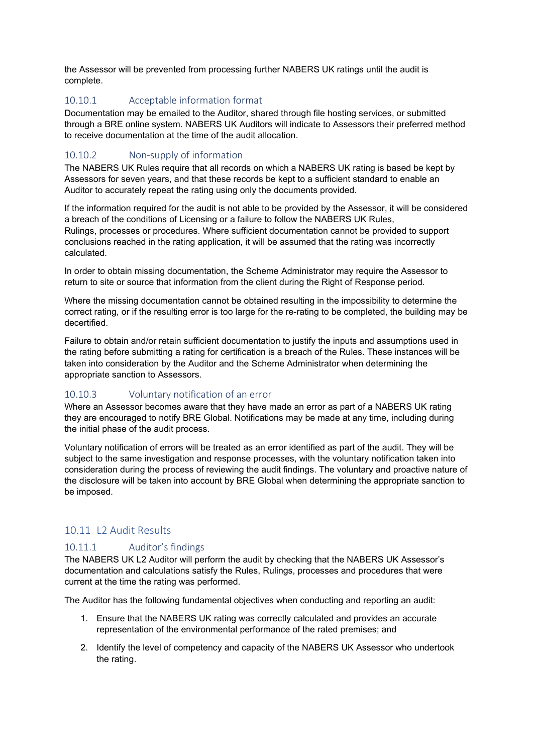the Assessor will be prevented from processing further NABERS UK ratings until the audit is complete.

### 10.10.1 Acceptable information format

Documentation may be emailed to the Auditor, shared through file hosting services, or submitted through a BRE online system. NABERS UK Auditors will indicate to Assessors their preferred method to receive documentation at the time of the audit allocation.

### 10.10.2 Non-supply of information

The NABERS UK Rules require that all records on which a NABERS UK rating is based be kept by Assessors for seven years, and that these records be kept to a sufficient standard to enable an Auditor to accurately repeat the rating using only the documents provided.

If the information required for the audit is not able to be provided by the Assessor, it will be considered a breach of the conditions of Licensing or a failure to follow the NABERS UK Rules, Rulings, processes or procedures. Where sufficient documentation cannot be provided to support conclusions reached in the rating application, it will be assumed that the rating was incorrectly calculated.

In order to obtain missing documentation, the Scheme Administrator may require the Assessor to return to site or source that information from the client during the Right of Response period.

Where the missing documentation cannot be obtained resulting in the impossibility to determine the correct rating, or if the resulting error is too large for the re-rating to be completed, the building may be decertified.

Failure to obtain and/or retain sufficient documentation to justify the inputs and assumptions used in the rating before submitting a rating for certification is a breach of the Rules. These instances will be taken into consideration by the Auditor and the Scheme Administrator when determining the appropriate sanction to Assessors.

### 10.10.3 Voluntary notification of an error

Where an Assessor becomes aware that they have made an error as part of a NABERS UK rating they are encouraged to notify BRE Global. Notifications may be made at any time, including during the initial phase of the audit process.

Voluntary notification of errors will be treated as an error identified as part of the audit. They will be subject to the same investigation and response processes, with the voluntary notification taken into consideration during the process of reviewing the audit findings. The voluntary and proactive nature of the disclosure will be taken into account by BRE Global when determining the appropriate sanction to be imposed.

## 10.11 L2 Audit Results

### 10.11.1 Auditor's findings

The NABERS UK L2 Auditor will perform the audit by checking that the NABERS UK Assessor's documentation and calculations satisfy the Rules, Rulings, processes and procedures that were current at the time the rating was performed.

The Auditor has the following fundamental objectives when conducting and reporting an audit:

1. Ensure that the NABERS UK rating was correctly calculated and provides an accurate representation of the environmental performance of the rated premises; and
2. Identify the level of competency and capacity of the NABERS UK Assessor who undertook the rating.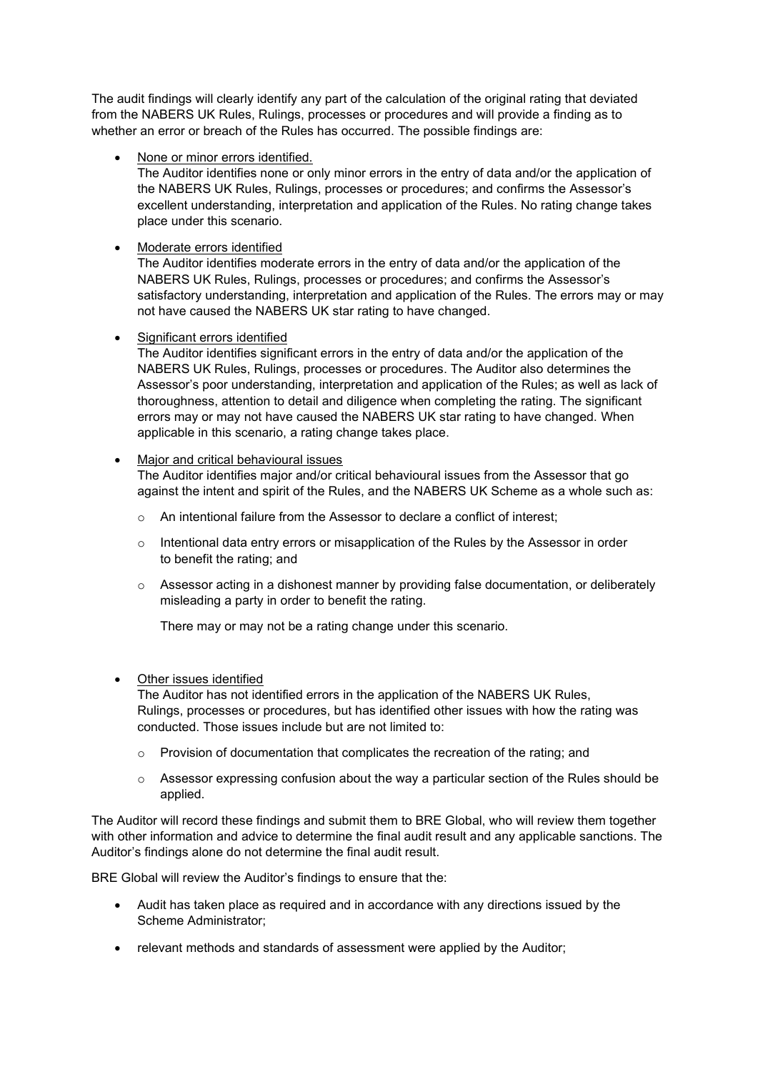The audit findings will clearly identify any part of the calculation of the original rating that deviated from the NABERS UK Rules, Rulings, processes or procedures and will provide a finding as to whether an error or breach of the Rules has occurred. The possible findings are:

- <u>None or minor errors identified.</u>
  The Auditor identifies none or only minor errors in the entry of data and/or the application of the NABERS UK Rules, Rulings, processes or procedures; and confirms the Assessor's excellent understanding, interpretation and application of the Rules. No rating change takes place under this scenario.
- <u>Moderate errors identified</u>
  The Auditor identifies moderate errors in the entry of data and/or the application of the NABERS UK Rules, Rulings, processes or procedures; and confirms the Assessor's satisfactory understanding, interpretation and application of the Rules. The errors may or may not have caused the NABERS UK star rating to have changed.
- <u>Significant errors identified</u>
  The Auditor identifies significant errors in the entry of data and/or the application of the NABERS UK Rules, Rulings, processes or procedures. The Auditor also determines the Assessor's poor understanding, interpretation and application of the Rules; as well as lack of thoroughness, attention to detail and diligence when completing the rating. The significant errors may or may not have caused the NABERS UK star rating to have changed. When applicable in this scenario, a rating change takes place.
- <u>Major and critical behavioural issues</u>
  The Auditor identifies major and/or critical behavioural issues from the Assessor that go against the intent and spirit of the Rules, and the NABERS UK Scheme as a whole such as:
  - An intentional failure from the Assessor to declare a conflict of interest;
  - Intentional data entry errors or misapplication of the Rules by the Assessor in order to benefit the rating; and
  - Assessor acting in a dishonest manner by providing false documentation, or deliberately misleading a party in order to benefit the rating.

  There may or may not be a rating change under this scenario.
- <u>Other issues identified</u>
  The Auditor has not identified errors in the application of the NABERS UK Rules, Rulings, processes or procedures, but has identified other issues with how the rating was conducted. Those issues include but are not limited to:
  - Provision of documentation that complicates the recreation of the rating; and
  - Assessor expressing confusion about the way a particular section of the Rules should be applied.

The Auditor will record these findings and submit them to BRE Global, who will review them together with other information and advice to determine the final audit result and any applicable sanctions. The Auditor's findings alone do not determine the final audit result.

BRE Global will review the Auditor's findings to ensure that the:

- Audit has taken place as required and in accordance with any directions issued by the Scheme Administrator;
- relevant methods and standards of assessment were applied by the Auditor;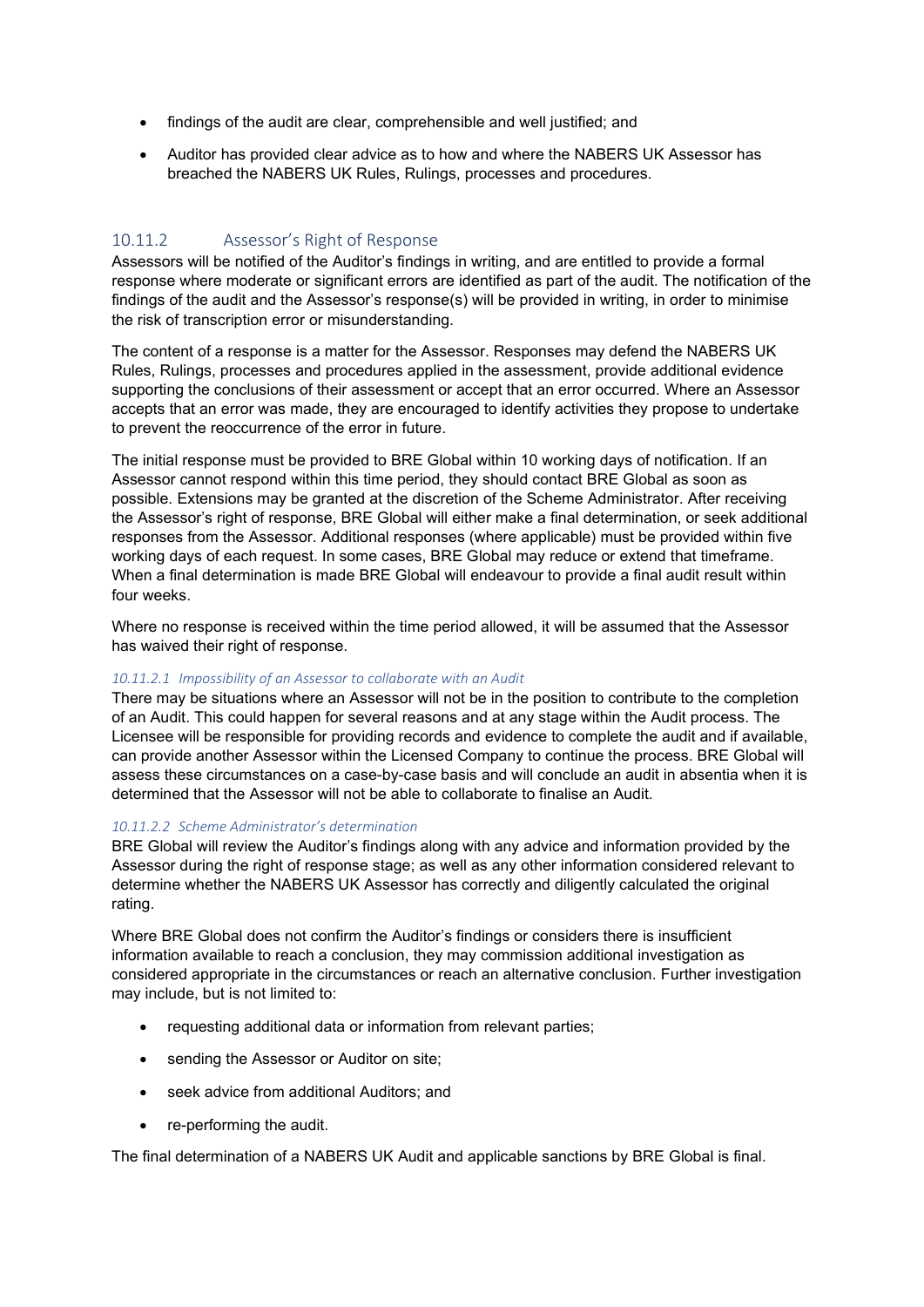- findings of the audit are clear, comprehensible and well justified; and
- Auditor has provided clear advice as to how and where the NABERS UK Assessor has breached the NABERS UK Rules, Rulings, processes and procedures.

### 10.11.2 Assessor's Right of Response

Assessors will be notified of the Auditor's findings in writing, and are entitled to provide a formal response where moderate or significant errors are identified as part of the audit. The notification of the findings of the audit and the Assessor's response(s) will be provided in writing, in order to minimise the risk of transcription error or misunderstanding.

The content of a response is a matter for the Assessor. Responses may defend the NABERS UK Rules, Rulings, processes and procedures applied in the assessment, provide additional evidence supporting the conclusions of their assessment or accept that an error occurred. Where an Assessor accepts that an error was made, they are encouraged to identify activities they propose to undertake to prevent the reoccurrence of the error in future.

The initial response must be provided to BRE Global within 10 working days of notification. If an Assessor cannot respond within this time period, they should contact BRE Global as soon as possible. Extensions may be granted at the discretion of the Scheme Administrator. After receiving the Assessor's right of response, BRE Global will either make a final determination, or seek additional responses from the Assessor. Additional responses (where applicable) must be provided within five working days of each request. In some cases, BRE Global may reduce or extend that timeframe. When a final determination is made BRE Global will endeavour to provide a final audit result within four weeks.

Where no response is received within the time period allowed, it will be assumed that the Assessor has waived their right of response.

#### *10.11.2.1 Impossibility of an Assessor to collaborate with an Audit*

There may be situations where an Assessor will not be in the position to contribute to the completion of an Audit. This could happen for several reasons and at any stage within the Audit process. The Licensee will be responsible for providing records and evidence to complete the audit and if available, can provide another Assessor within the Licensed Company to continue the process. BRE Global will assess these circumstances on a case-by-case basis and will conclude an audit in absentia when it is determined that the Assessor will not be able to collaborate to finalise an Audit.

#### *10.11.2.2 Scheme Administrator's determination*

BRE Global will review the Auditor's findings along with any advice and information provided by the Assessor during the right of response stage; as well as any other information considered relevant to determine whether the NABERS UK Assessor has correctly and diligently calculated the original rating.

Where BRE Global does not confirm the Auditor's findings or considers there is insufficient information available to reach a conclusion, they may commission additional investigation as considered appropriate in the circumstances or reach an alternative conclusion. Further investigation may include, but is not limited to:

- requesting additional data or information from relevant parties;
- sending the Assessor or Auditor on site;
- seek advice from additional Auditors; and
- re-performing the audit.

The final determination of a NABERS UK Audit and applicable sanctions by BRE Global is final.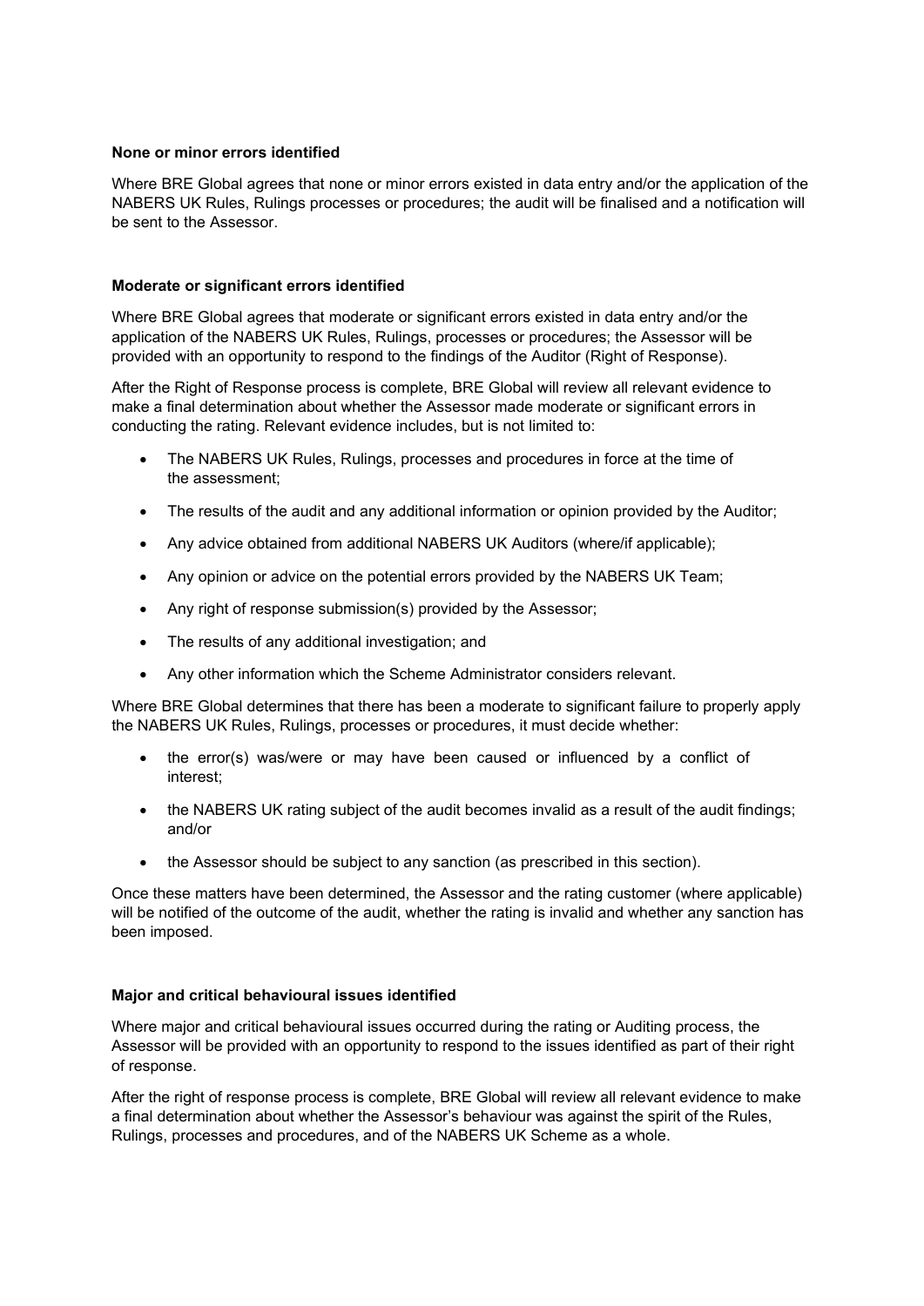**None or minor errors identified**

Where BRE Global agrees that none or minor errors existed in data entry and/or the application of the NABERS UK Rules, Rulings processes or procedures; the audit will be finalised and a notification will be sent to the Assessor.

**Moderate or significant errors identified**

Where BRE Global agrees that moderate or significant errors existed in data entry and/or the application of the NABERS UK Rules, Rulings, processes or procedures; the Assessor will be provided with an opportunity to respond to the findings of the Auditor (Right of Response).

After the Right of Response process is complete, BRE Global will review all relevant evidence to make a final determination about whether the Assessor made moderate or significant errors in conducting the rating. Relevant evidence includes, but is not limited to:

- The NABERS UK Rules, Rulings, processes and procedures in force at the time of the assessment;
- The results of the audit and any additional information or opinion provided by the Auditor;
- Any advice obtained from additional NABERS UK Auditors (where/if applicable);
- Any opinion or advice on the potential errors provided by the NABERS UK Team;
- Any right of response submission(s) provided by the Assessor;
- The results of any additional investigation; and
- Any other information which the Scheme Administrator considers relevant.

Where BRE Global determines that there has been a moderate to significant failure to properly apply the NABERS UK Rules, Rulings, processes or procedures, it must decide whether:

- the error(s) was/were or may have been caused or influenced by a conflict of interest;
- the NABERS UK rating subject of the audit becomes invalid as a result of the audit findings; and/or
- the Assessor should be subject to any sanction (as prescribed in this section).

Once these matters have been determined, the Assessor and the rating customer (where applicable) will be notified of the outcome of the audit, whether the rating is invalid and whether any sanction has been imposed.

**Major and critical behavioural issues identified**

Where major and critical behavioural issues occurred during the rating or Auditing process, the Assessor will be provided with an opportunity to respond to the issues identified as part of their right of response.

After the right of response process is complete, BRE Global will review all relevant evidence to make a final determination about whether the Assessor's behaviour was against the spirit of the Rules, Rulings, processes and procedures, and of the NABERS UK Scheme as a whole.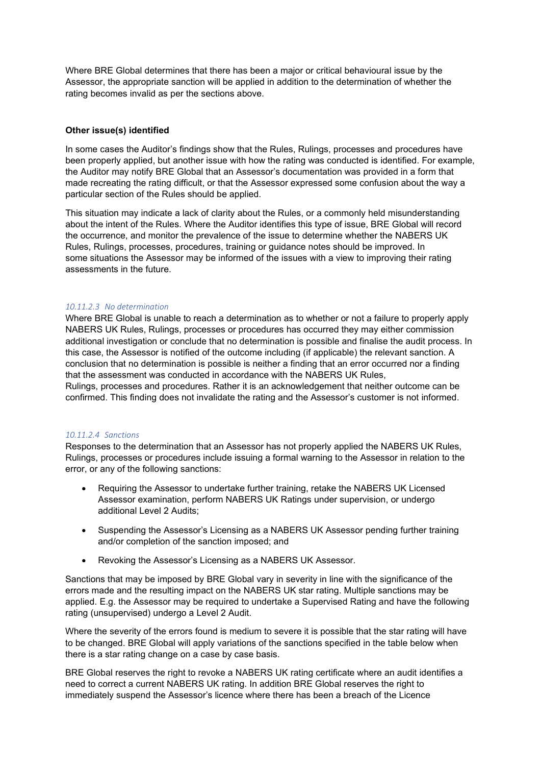Where BRE Global determines that there has been a major or critical behavioural issue by the Assessor, the appropriate sanction will be applied in addition to the determination of whether the rating becomes invalid as per the sections above.

**Other issue(s) identified**

In some cases the Auditor's findings show that the Rules, Rulings, processes and procedures have been properly applied, but another issue with how the rating was conducted is identified. For example, the Auditor may notify BRE Global that an Assessor's documentation was provided in a form that made recreating the rating difficult, or that the Assessor expressed some confusion about the way a particular section of the Rules should be applied.

This situation may indicate a lack of clarity about the Rules, or a commonly held misunderstanding about the intent of the Rules. Where the Auditor identifies this type of issue, BRE Global will record the occurrence, and monitor the prevalence of the issue to determine whether the NABERS UK Rules, Rulings, processes, procedures, training or guidance notes should be improved. In some situations the Assessor may be informed of the issues with a view to improving their rating assessments in the future.

#### *10.11.2.3 No determination*

Where BRE Global is unable to reach a determination as to whether or not a failure to properly apply NABERS UK Rules, Rulings, processes or procedures has occurred they may either commission additional investigation or conclude that no determination is possible and finalise the audit process. In this case, the Assessor is notified of the outcome including (if applicable) the relevant sanction. A conclusion that no determination is possible is neither a finding that an error occurred nor a finding that the assessment was conducted in accordance with the NABERS UK Rules, Rulings, processes and procedures. Rather it is an acknowledgement that neither outcome can be confirmed. This finding does not invalidate the rating and the Assessor's customer is not informed.

#### *10.11.2.4 Sanctions*

Responses to the determination that an Assessor has not properly applied the NABERS UK Rules, Rulings, processes or procedures include issuing a formal warning to the Assessor in relation to the error, or any of the following sanctions:

- Requiring the Assessor to undertake further training, retake the NABERS UK Licensed Assessor examination, perform NABERS UK Ratings under supervision, or undergo additional Level 2 Audits;
- Suspending the Assessor's Licensing as a NABERS UK Assessor pending further training and/or completion of the sanction imposed; and
- Revoking the Assessor's Licensing as a NABERS UK Assessor.

Sanctions that may be imposed by BRE Global vary in severity in line with the significance of the errors made and the resulting impact on the NABERS UK star rating. Multiple sanctions may be applied. E.g. the Assessor may be required to undertake a Supervised Rating and have the following rating (unsupervised) undergo a Level 2 Audit.

Where the severity of the errors found is medium to severe it is possible that the star rating will have to be changed. BRE Global will apply variations of the sanctions specified in the table below when there is a star rating change on a case by case basis.

BRE Global reserves the right to revoke a NABERS UK rating certificate where an audit identifies a need to correct a current NABERS UK rating. In addition BRE Global reserves the right to immediately suspend the Assessor's licence where there has been a breach of the Licence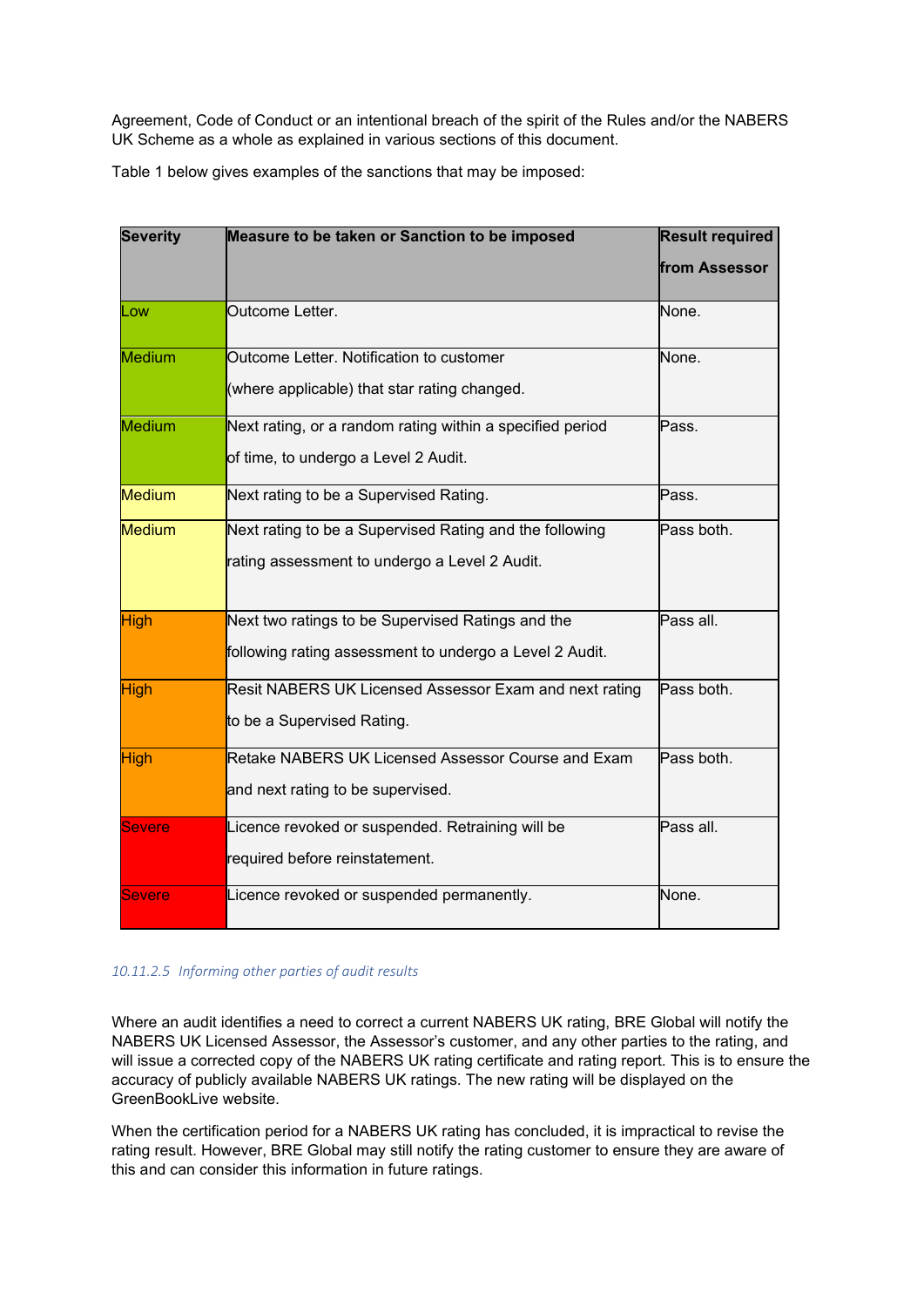Agreement, Code of Conduct or an intentional breach of the spirit of the Rules and/or the NABERS UK Scheme as a whole as explained in various sections of this document.

Table 1 below gives examples of the sanctions that may be imposed:

| Severity | Measure to be taken or Sanction to be imposed | Result required from Assessor |
|---|---|---|
| Low | Outcome Letter. | None. |
| Medium | Outcome Letter. Notification to customer (where applicable) that star rating changed. | None. |
| Medium | Next rating, or a random rating within a specified period of time, to undergo a Level 2 Audit. | Pass. |
| Medium | Next rating to be a Supervised Rating. | Pass. |
| Medium | Next rating to be a Supervised Rating and the following rating assessment to undergo a Level 2 Audit. | Pass both. |
| High | Next two ratings to be Supervised Ratings and the following rating assessment to undergo a Level 2 Audit. | Pass all. |
| High | Resit NABERS UK Licensed Assessor Exam and next rating to be a Supervised Rating. | Pass both. |
| High | Retake NABERS UK Licensed Assessor Course and Exam and next rating to be supervised. | Pass both. |
| Severe | Licence revoked or suspended. Retraining will be required before reinstatement. | Pass all. |
| Severe | Licence revoked or suspended permanently. | None. |

###### *10.11.2.5 Informing other parties of audit results*

Where an audit identifies a need to correct a current NABERS UK rating, BRE Global will notify the NABERS UK Licensed Assessor, the Assessor's customer, and any other parties to the rating, and will issue a corrected copy of the NABERS UK rating certificate and rating report. This is to ensure the accuracy of publicly available NABERS UK ratings. The new rating will be displayed on the GreenBookLive website.

When the certification period for a NABERS UK rating has concluded, it is impractical to revise the rating result. However, BRE Global may still notify the rating customer to ensure they are aware of this and can consider this information in future ratings.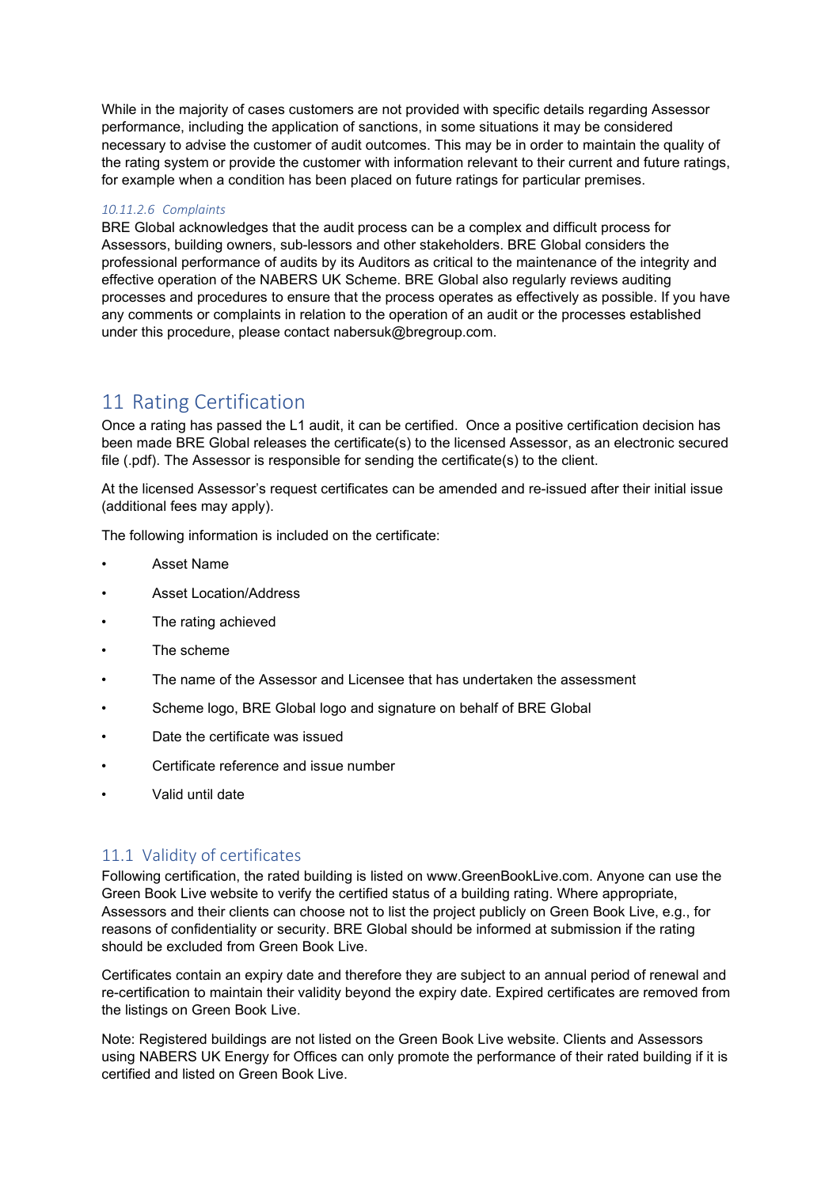While in the majority of cases customers are not provided with specific details regarding Assessor performance, including the application of sanctions, in some situations it may be considered necessary to advise the customer of audit outcomes. This may be in order to maintain the quality of the rating system or provide the customer with information relevant to their current and future ratings, for example when a condition has been placed on future ratings for particular premises.

##### *10.11.2.6 Complaints*

BRE Global acknowledges that the audit process can be a complex and difficult process for Assessors, building owners, sub-lessors and other stakeholders. BRE Global considers the professional performance of audits by its Auditors as critical to the maintenance of the integrity and effective operation of the NABERS UK Scheme. BRE Global also regularly reviews auditing processes and procedures to ensure that the process operates as effectively as possible. If you have any comments or complaints in relation to the operation of an audit or the processes established under this procedure, please contact nabersuk@bregroup.com.

# 11 Rating Certification

Once a rating has passed the L1 audit, it can be certified. Once a positive certification decision has been made BRE Global releases the certificate(s) to the licensed Assessor, as an electronic secured file (.pdf). The Assessor is responsible for sending the certificate(s) to the client.

At the licensed Assessor's request certificates can be amended and re-issued after their initial issue (additional fees may apply).

The following information is included on the certificate:

- Asset Name
- Asset Location/Address
- The rating achieved
- The scheme
- The name of the Assessor and Licensee that has undertaken the assessment
- Scheme logo, BRE Global logo and signature on behalf of BRE Global
- Date the certificate was issued
- Certificate reference and issue number
- Valid until date

## 11.1 Validity of certificates

Following certification, the rated building is listed on www.GreenBookLive.com. Anyone can use the Green Book Live website to verify the certified status of a building rating. Where appropriate, Assessors and their clients can choose not to list the project publicly on Green Book Live, e.g., for reasons of confidentiality or security. BRE Global should be informed at submission if the rating should be excluded from Green Book Live.

Certificates contain an expiry date and therefore they are subject to an annual period of renewal and re-certification to maintain their validity beyond the expiry date. Expired certificates are removed from the listings on Green Book Live.

Note: Registered buildings are not listed on the Green Book Live website. Clients and Assessors using NABERS UK Energy for Offices can only promote the performance of their rated building if it is certified and listed on Green Book Live.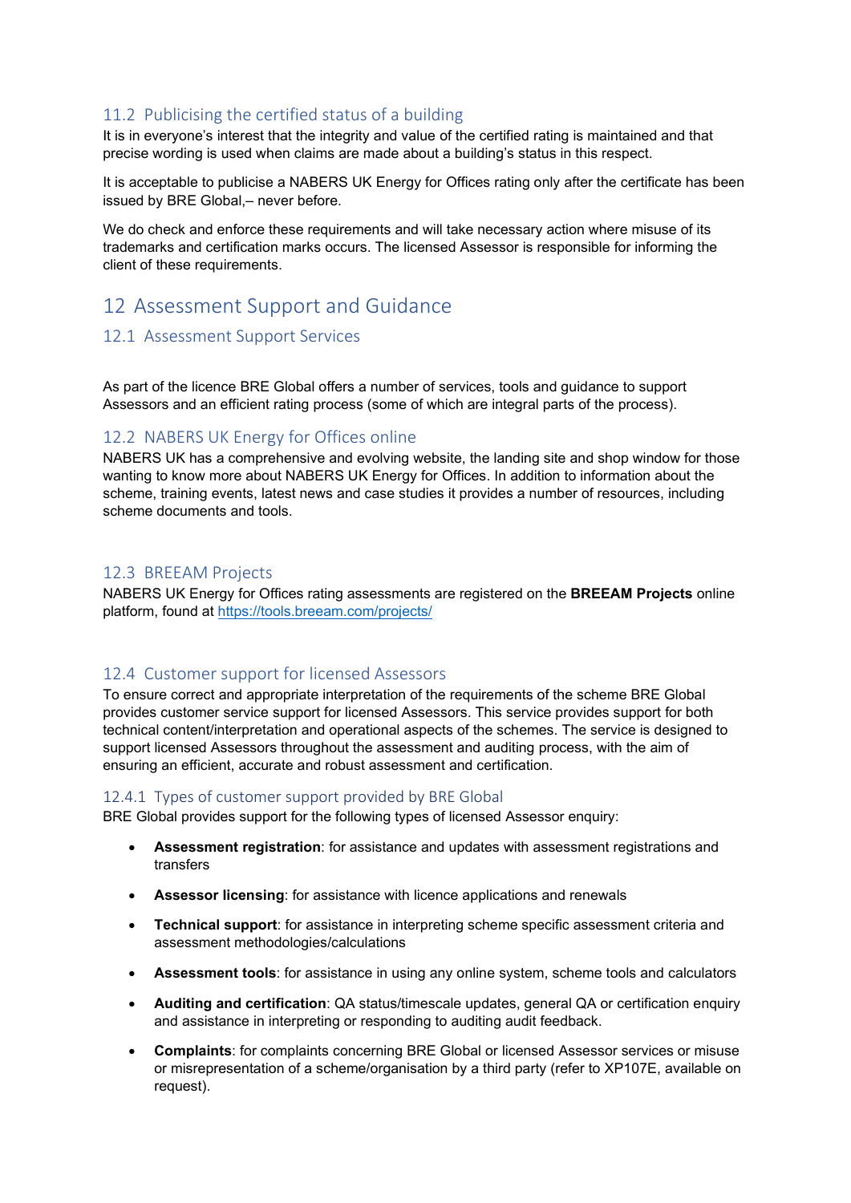### 11.2 Publicising the certified status of a building

It is in everyone's interest that the integrity and value of the certified rating is maintained and that precise wording is used when claims are made about a building's status in this respect.

It is acceptable to publicise a NABERS UK Energy for Offices rating only after the certificate has been issued by BRE Global,– never before.

We do check and enforce these requirements and will take necessary action where misuse of its trademarks and certification marks occurs. The licensed Assessor is responsible for informing the client of these requirements.

## 12 Assessment Support and Guidance

### 12.1 Assessment Support Services

As part of the licence BRE Global offers a number of services, tools and guidance to support Assessors and an efficient rating process (some of which are integral parts of the process).

### 12.2 NABERS UK Energy for Offices online

NABERS UK has a comprehensive and evolving website, the landing site and shop window for those wanting to know more about NABERS UK Energy for Offices. In addition to information about the scheme, training events, latest news and case studies it provides a number of resources, including scheme documents and tools.

### 12.3 BREEAM Projects

NABERS UK Energy for Offices rating assessments are registered on the **BREEAM Projects** online platform, found at [https://tools.breeam.com/projects/](https://tools.breeam.com/projects/)

### 12.4 Customer support for licensed Assessors

To ensure correct and appropriate interpretation of the requirements of the scheme BRE Global provides customer service support for licensed Assessors. This service provides support for both technical content/interpretation and operational aspects of the schemes. The service is designed to support licensed Assessors throughout the assessment and auditing process, with the aim of ensuring an efficient, accurate and robust assessment and certification.

#### 12.4.1 Types of customer support provided by BRE Global

BRE Global provides support for the following types of licensed Assessor enquiry:

- **Assessment registration**: for assistance and updates with assessment registrations and transfers
- **Assessor licensing**: for assistance with licence applications and renewals
- **Technical support**: for assistance in interpreting scheme specific assessment criteria and assessment methodologies/calculations
- **Assessment tools**: for assistance in using any online system, scheme tools and calculators
- **Auditing and certification**: QA status/timescale updates, general QA or certification enquiry and assistance in interpreting or responding to auditing audit feedback.
- **Complaints**: for complaints concerning BRE Global or licensed Assessor services or misuse or misrepresentation of a scheme/organisation by a third party (refer to XP107E, available on request).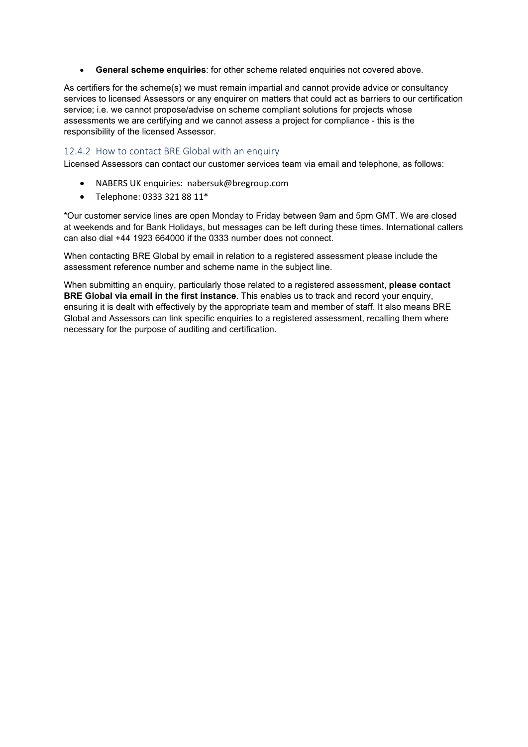- **General scheme enquiries**: for other scheme related enquiries not covered above.

As certifiers for the scheme(s) we must remain impartial and cannot provide advice or consultancy services to licensed Assessors or any enquirer on matters that could act as barriers to our certification service; i.e. we cannot propose/advise on scheme compliant solutions for projects whose assessments we are certifying and we cannot assess a project for compliance - this is the responsibility of the licensed Assessor.

### 12.4.2 How to contact BRE Global with an enquiry

Licensed Assessors can contact our customer services team via email and telephone, as follows:

- NABERS UK enquiries: nabersuk@bregroup.com
- Telephone: 0333 321 88 11*

*Our customer service lines are open Monday to Friday between 9am and 5pm GMT. We are closed at weekends and for Bank Holidays, but messages can be left during these times. International callers can also dial +44 1923 664000 if the 0333 number does not connect.

When contacting BRE Global by email in relation to a registered assessment please include the assessment reference number and scheme name in the subject line.

When submitting an enquiry, particularly those related to a registered assessment, **please contact BRE Global via email in the first instance**. This enables us to track and record your enquiry, ensuring it is dealt with effectively by the appropriate team and member of staff. It also means BRE Global and Assessors can link specific enquiries to a registered assessment, recalling them where necessary for the purpose of auditing and certification.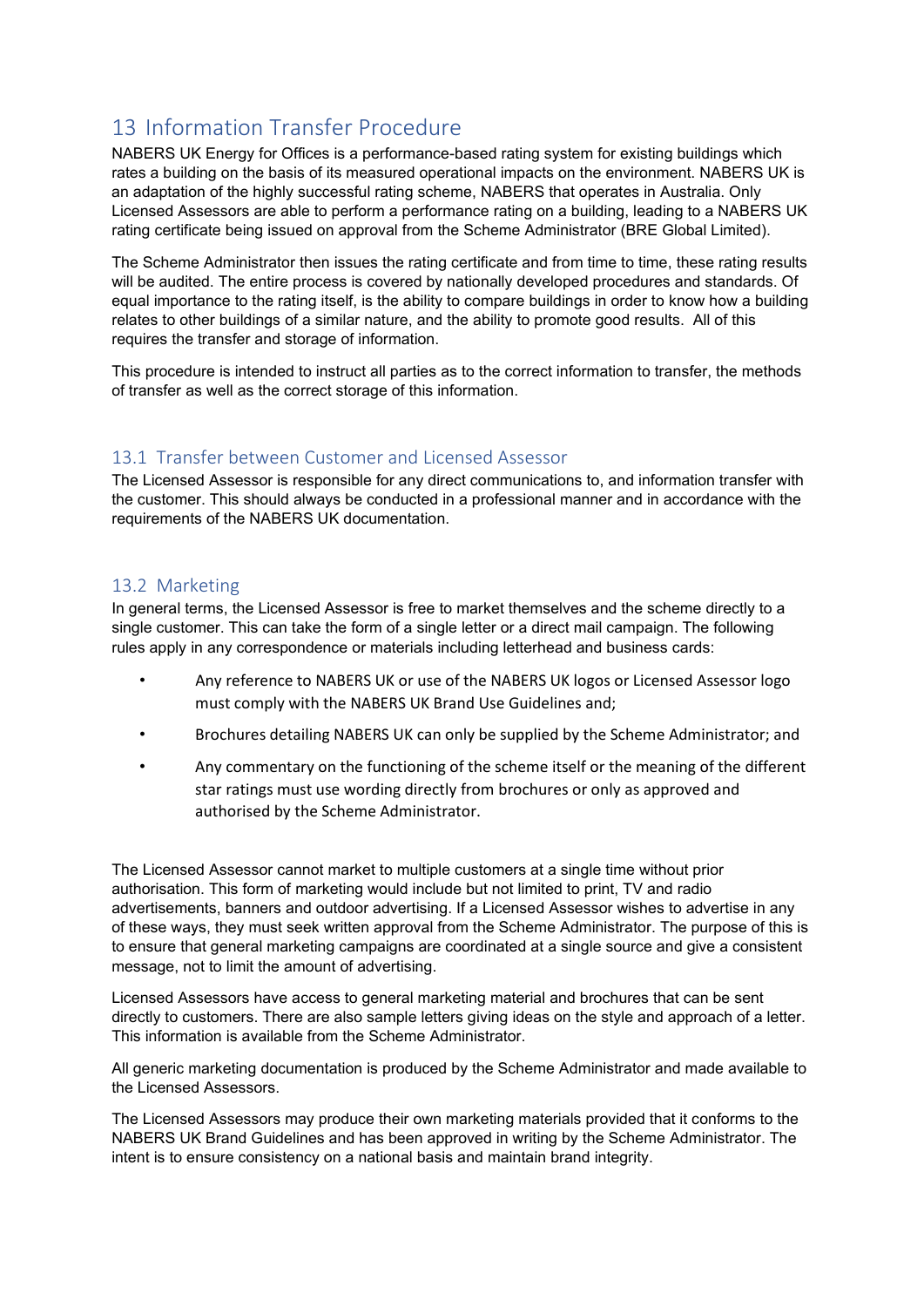# 13 Information Transfer Procedure

NABERS UK Energy for Offices is a performance-based rating system for existing buildings which rates a building on the basis of its measured operational impacts on the environment. NABERS UK is an adaptation of the highly successful rating scheme, NABERS that operates in Australia. Only Licensed Assessors are able to perform a performance rating on a building, leading to a NABERS UK rating certificate being issued on approval from the Scheme Administrator (BRE Global Limited).

The Scheme Administrator then issues the rating certificate and from time to time, these rating results will be audited. The entire process is covered by nationally developed procedures and standards. Of equal importance to the rating itself, is the ability to compare buildings in order to know how a building relates to other buildings of a similar nature, and the ability to promote good results. All of this requires the transfer and storage of information.

This procedure is intended to instruct all parties as to the correct information to transfer, the methods of transfer as well as the correct storage of this information.

## 13.1 Transfer between Customer and Licensed Assessor

The Licensed Assessor is responsible for any direct communications to, and information transfer with the customer. This should always be conducted in a professional manner and in accordance with the requirements of the NABERS UK documentation.

## 13.2 Marketing

In general terms, the Licensed Assessor is free to market themselves and the scheme directly to a single customer. This can take the form of a single letter or a direct mail campaign. The following rules apply in any correspondence or materials including letterhead and business cards:

- Any reference to NABERS UK or use of the NABERS UK logos or Licensed Assessor logo must comply with the NABERS UK Brand Use Guidelines and;
- Brochures detailing NABERS UK can only be supplied by the Scheme Administrator; and
- Any commentary on the functioning of the scheme itself or the meaning of the different star ratings must use wording directly from brochures or only as approved and authorised by the Scheme Administrator.

The Licensed Assessor cannot market to multiple customers at a single time without prior authorisation. This form of marketing would include but not limited to print, TV and radio advertisements, banners and outdoor advertising. If a Licensed Assessor wishes to advertise in any of these ways, they must seek written approval from the Scheme Administrator. The purpose of this is to ensure that general marketing campaigns are coordinated at a single source and give a consistent message, not to limit the amount of advertising.

Licensed Assessors have access to general marketing material and brochures that can be sent directly to customers. There are also sample letters giving ideas on the style and approach of a letter. This information is available from the Scheme Administrator.

All generic marketing documentation is produced by the Scheme Administrator and made available to the Licensed Assessors.

The Licensed Assessors may produce their own marketing materials provided that it conforms to the NABERS UK Brand Guidelines and has been approved in writing by the Scheme Administrator. The intent is to ensure consistency on a national basis and maintain brand integrity.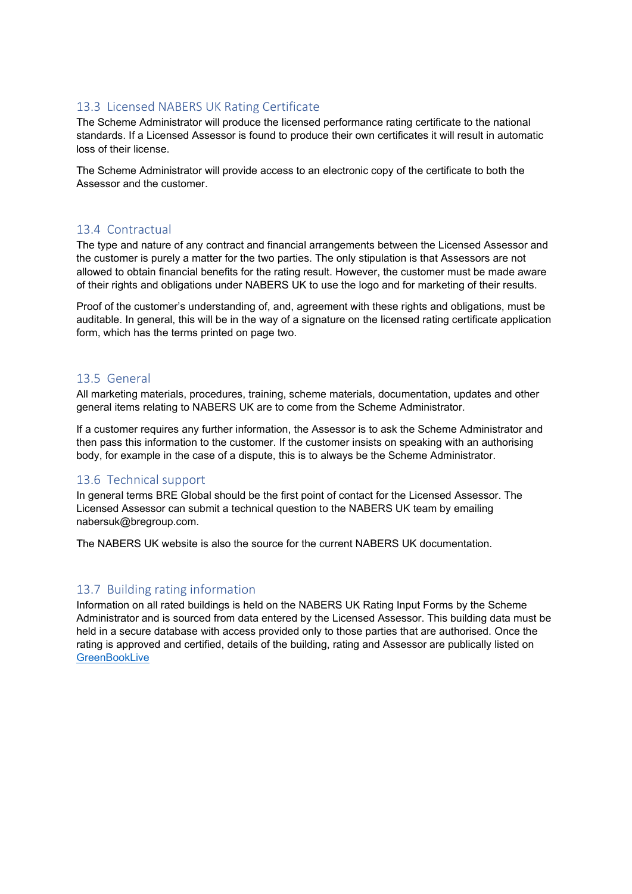## 13.3 Licensed NABERS UK Rating Certificate

The Scheme Administrator will produce the licensed performance rating certificate to the national standards. If a Licensed Assessor is found to produce their own certificates it will result in automatic loss of their license.

The Scheme Administrator will provide access to an electronic copy of the certificate to both the Assessor and the customer.

## 13.4 Contractual

The type and nature of any contract and financial arrangements between the Licensed Assessor and the customer is purely a matter for the two parties. The only stipulation is that Assessors are not allowed to obtain financial benefits for the rating result. However, the customer must be made aware of their rights and obligations under NABERS UK to use the logo and for marketing of their results.

Proof of the customer's understanding of, and, agreement with these rights and obligations, must be auditable. In general, this will be in the way of a signature on the licensed rating certificate application form, which has the terms printed on page two.

## 13.5 General

All marketing materials, procedures, training, scheme materials, documentation, updates and other general items relating to NABERS UK are to come from the Scheme Administrator.

If a customer requires any further information, the Assessor is to ask the Scheme Administrator and then pass this information to the customer. If the customer insists on speaking with an authorising body, for example in the case of a dispute, this is to always be the Scheme Administrator.

## 13.6 Technical support

In general terms BRE Global should be the first point of contact for the Licensed Assessor. The Licensed Assessor can submit a technical question to the NABERS UK team by emailing nabersuk@bregroup.com.

The NABERS UK website is also the source for the current NABERS UK documentation.

## 13.7 Building rating information

Information on all rated buildings is held on the NABERS UK Rating Input Forms by the Scheme Administrator and is sourced from data entered by the Licensed Assessor. This building data must be held in a secure database with access provided only to those parties that are authorised. Once the rating is approved and certified, details of the building, rating and Assessor are publically listed on GreenBookLive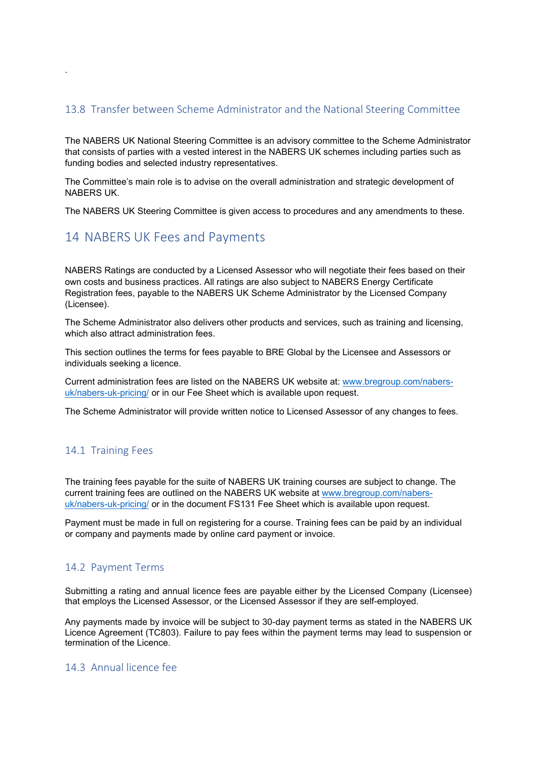.

### 13.8 Transfer between Scheme Administrator and the National Steering Committee

The NABERS UK National Steering Committee is an advisory committee to the Scheme Administrator that consists of parties with a vested interest in the NABERS UK schemes including parties such as funding bodies and selected industry representatives.

The Committee's main role is to advise on the overall administration and strategic development of NABERS UK.

The NABERS UK Steering Committee is given access to procedures and any amendments to these.

## 14 NABERS UK Fees and Payments

NABERS Ratings are conducted by a Licensed Assessor who will negotiate their fees based on their own costs and business practices. All ratings are also subject to NABERS Energy Certificate Registration fees, payable to the NABERS UK Scheme Administrator by the Licensed Company (Licensee).

The Scheme Administrator also delivers other products and services, such as training and licensing, which also attract administration fees.

This section outlines the terms for fees payable to BRE Global by the Licensee and Assessors or individuals seeking a licence.

Current administration fees are listed on the NABERS UK website at: [www.bregroup.com/nabers-uk/nabers-uk-pricing/](www.bregroup.com/nabers-uk/nabers-uk-pricing/) or in our Fee Sheet which is available upon request.

The Scheme Administrator will provide written notice to Licensed Assessor of any changes to fees.

### 14.1 Training Fees

The training fees payable for the suite of NABERS UK training courses are subject to change. The current training fees are outlined on the NABERS UK website at [www.bregroup.com/nabers-uk/nabers-uk-pricing/](www.bregroup.com/nabers-uk/nabers-uk-pricing/) or in the document FS131 Fee Sheet which is available upon request.

Payment must be made in full on registering for a course. Training fees can be paid by an individual or company and payments made by online card payment or invoice.

### 14.2 Payment Terms

Submitting a rating and annual licence fees are payable either by the Licensed Company (Licensee) that employs the Licensed Assessor, or the Licensed Assessor if they are self-employed.

Any payments made by invoice will be subject to 30-day payment terms as stated in the NABERS UK Licence Agreement (TC803). Failure to pay fees within the payment terms may lead to suspension or termination of the Licence.

### 14.3 Annual licence fee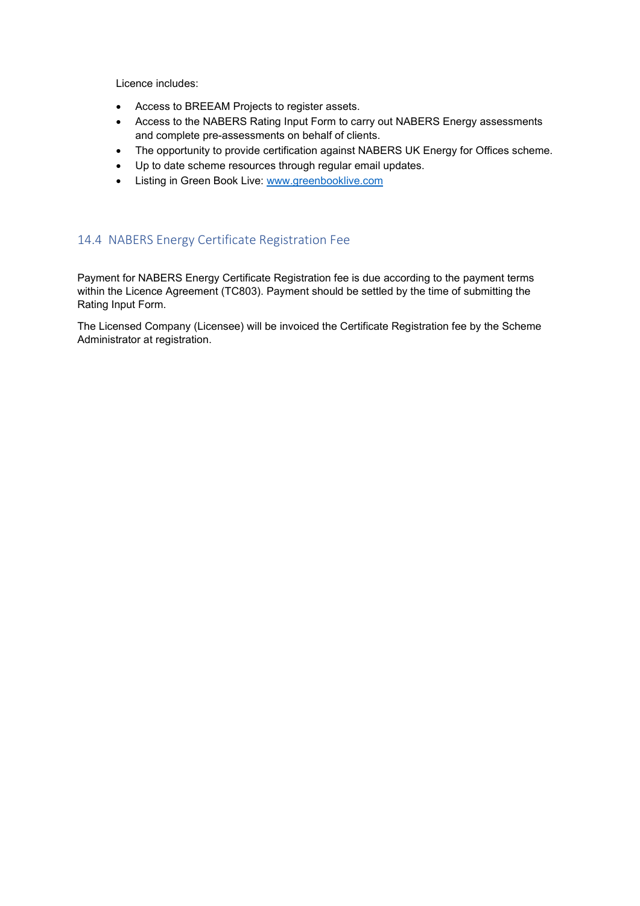Licence includes:

- Access to BREEAM Projects to register assets.
- Access to the NABERS Rating Input Form to carry out NABERS Energy assessments and complete pre-assessments on behalf of clients.
- The opportunity to provide certification against NABERS UK Energy for Offices scheme.
- Up to date scheme resources through regular email updates.
- Listing in Green Book Live: www.greenbooklive.com

## 14.4 NABERS Energy Certificate Registration Fee

Payment for NABERS Energy Certificate Registration fee is due according to the payment terms within the Licence Agreement (TC803). Payment should be settled by the time of submitting the Rating Input Form.

The Licensed Company (Licensee) will be invoiced the Certificate Registration fee by the Scheme Administrator at registration.